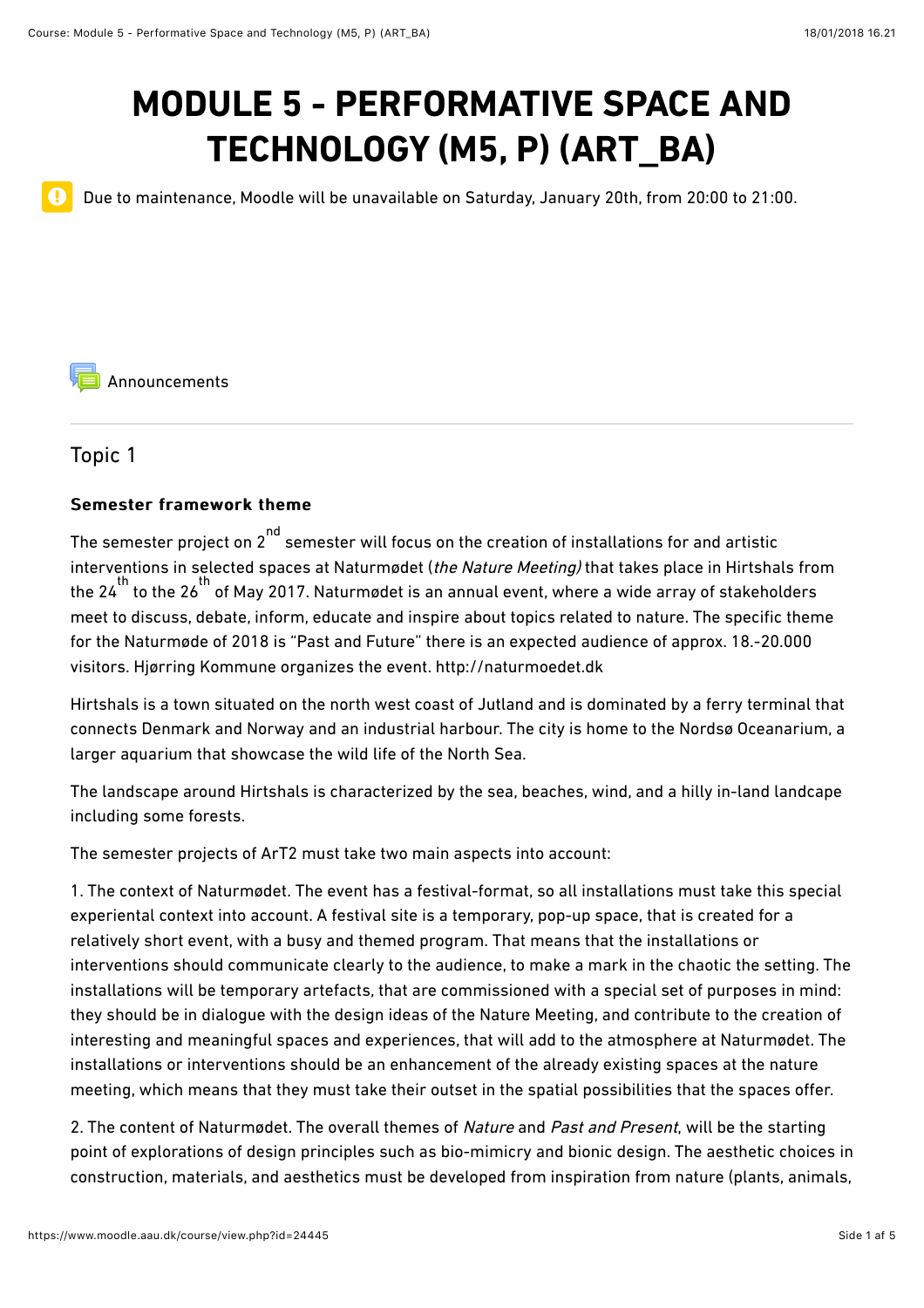# MODULE 5 - PERFORMATIVE SPACE AND TECHNOLOGY (M5, P) (ART_BA)

Due to maintenance, Moodle will be unavailable on Saturday, January 20th, from 20:00 to 21:00.

Announcements

## Topic 1

**Semester framework theme**

The semester project on 2nd semester will focus on the creation of installations for and artistic interventions in selected spaces at Naturmødet (*the Nature Meeting)* that takes place in Hirtshals from the 24th to the 26th of May 2017. Naturmødet is an annual event, where a wide array of stakeholders meet to discuss, debate, inform, educate and inspire about topics related to nature. The specific theme for the Naturmøde of 2018 is "Past and Future" there is an expected audience of approx. 18.-20.000 visitors. Hjørring Kommune organizes the event. http://naturmoedet.dk

Hirtshals is a town situated on the north west coast of Jutland and is dominated by a ferry terminal that connects Denmark and Norway and an industrial harbour. The city is home to the Nordsø Oceanarium, a larger aquarium that showcase the wild life of the North Sea.

The landscape around Hirtshals is characterized by the sea, beaches, wind, and a hilly in-land landcape including some forests.

The semester projects of ArT2 must take two main aspects into account:

1. The context of Naturmødet. The event has a festival-format, so all installations must take this special experiental context into account. A festival site is a temporary, pop-up space, that is created for a relatively short event, with a busy and themed program. That means that the installations or interventions should communicate clearly to the audience, to make a mark in the chaotic the setting. The installations will be temporary artefacts, that are commissioned with a special set of purposes in mind: they should be in dialogue with the design ideas of the Nature Meeting, and contribute to the creation of interesting and meaningful spaces and experiences, that will add to the atmosphere at Naturmødet. The installations or interventions should be an enhancement of the already existing spaces at the nature meeting, which means that they must take their outset in the spatial possibilities that the spaces offer.

2. The content of Naturmødet. The overall themes of *Nature* and *Past and Present*, will be the starting point of explorations of design principles such as bio-mimicry and bionic design. The aesthetic choices in construction, materials, and aesthetics must be developed from inspiration from nature (plants, animals,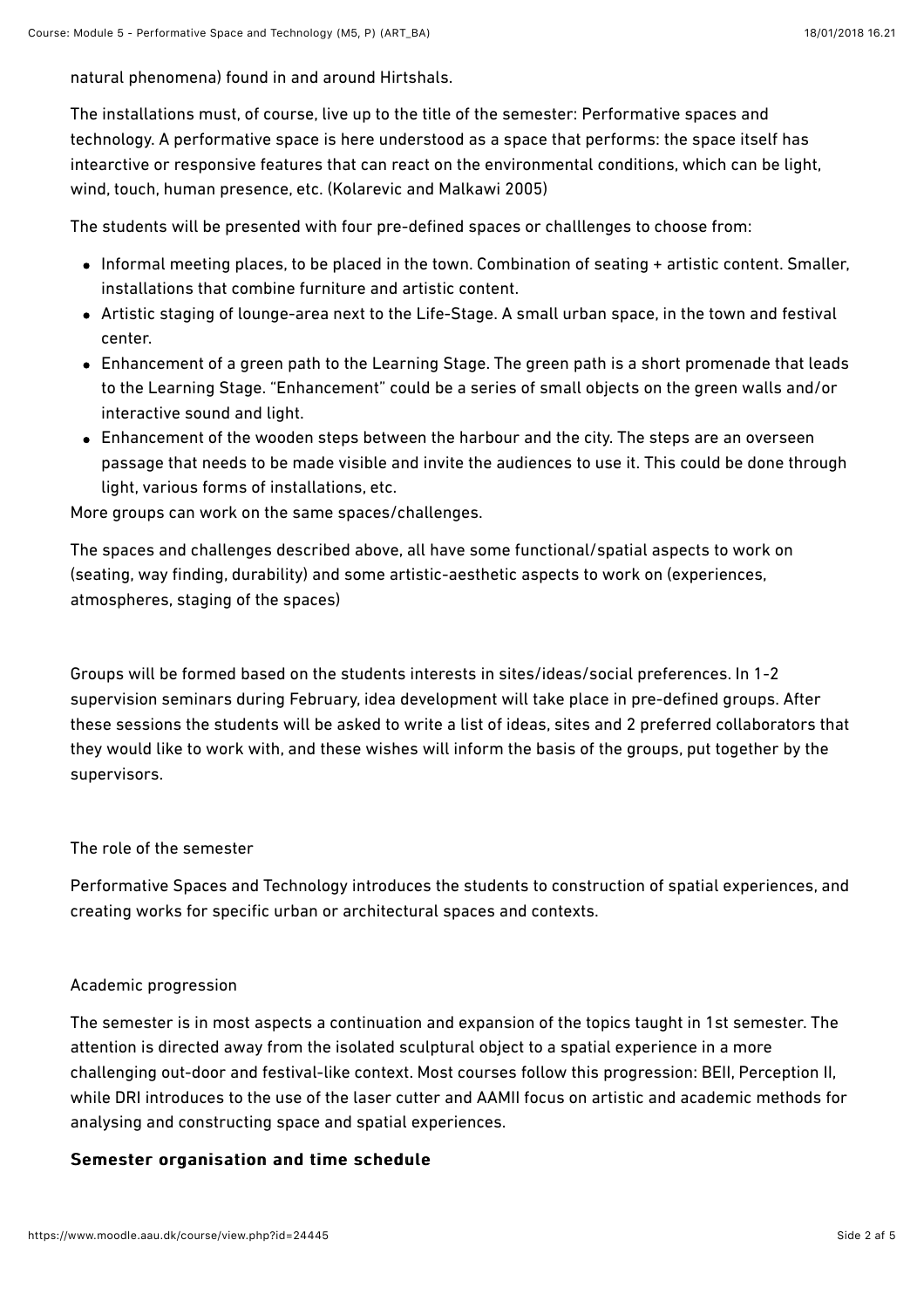natural phenomena) found in and around Hirtshals.

The installations must, of course, live up to the title of the semester: Performative spaces and technology. A performative space is here understood as a space that performs: the space itself has intearctive or responsive features that can react on the environmental conditions, which can be light, wind, touch, human presence, etc. (Kolarevic and Malkawi 2005)

The students will be presented with four pre-defined spaces or challlenges to choose from:

- Informal meeting places, to be placed in the town. Combination of seating + artistic content. Smaller, installations that combine furniture and artistic content.
- Artistic staging of lounge-area next to the Life-Stage. A small urban space, in the town and festival center.
- Enhancement of a green path to the Learning Stage. The green path is a short promenade that leads to the Learning Stage. "Enhancement" could be a series of small objects on the green walls and/or interactive sound and light.
- Enhancement of the wooden steps between the harbour and the city. The steps are an overseen passage that needs to be made visible and invite the audiences to use it. This could be done through light, various forms of installations, etc.

More groups can work on the same spaces/challenges.

The spaces and challenges described above, all have some functional/spatial aspects to work on (seating, way finding, durability) and some artistic-aesthetic aspects to work on (experiences, atmospheres, staging of the spaces)

Groups will be formed based on the students interests in sites/ideas/social preferences. In 1-2 supervision seminars during February, idea development will take place in pre-defined groups. After these sessions the students will be asked to write a list of ideas, sites and 2 preferred collaborators that they would like to work with, and these wishes will inform the basis of the groups, put together by the supervisors.

The role of the semester

Performative Spaces and Technology introduces the students to construction of spatial experiences, and creating works for specific urban or architectural spaces and contexts.

Academic progression

The semester is in most aspects a continuation and expansion of the topics taught in 1st semester. The attention is directed away from the isolated sculptural object to a spatial experience in a more challenging out-door and festival-like context. Most courses follow this progression: BEII, Perception II, while DRI introduces to the use of the laser cutter and AAMII focus on artistic and academic methods for analysing and constructing space and spatial experiences.

**Semester organisation and time schedule**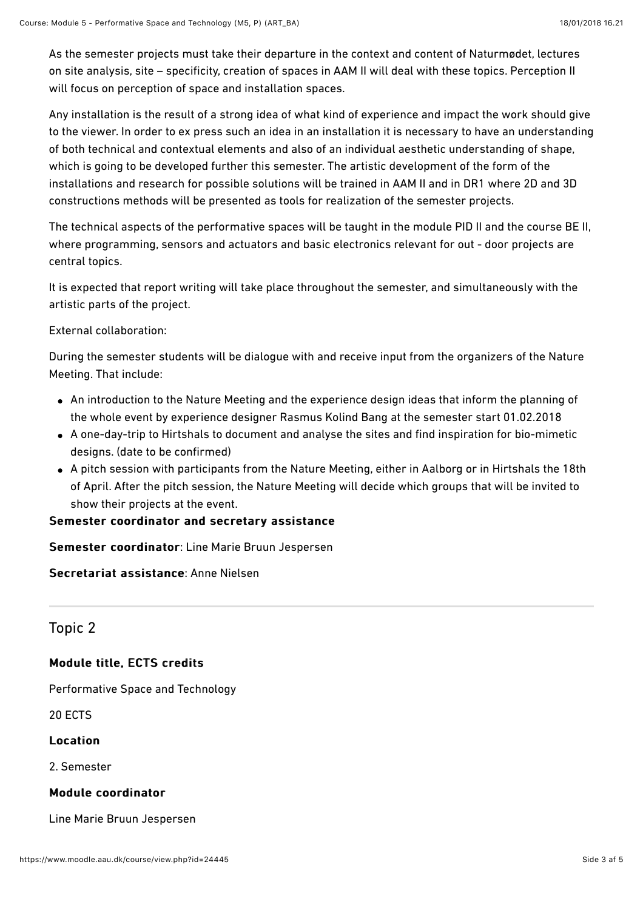As the semester projects must take their departure in the context and content of Naturmødet, lectures on site analysis, site – specificity, creation of spaces in AAM II will deal with these topics. Perception II will focus on perception of space and installation spaces.

Any installation is the result of a strong idea of what kind of experience and impact the work should give to the viewer. In order to ex press such an idea in an installation it is necessary to have an understanding of both technical and contextual elements and also of an individual aesthetic understanding of shape, which is going to be developed further this semester. The artistic development of the form of the installations and research for possible solutions will be trained in AAM II and in DR1 where 2D and 3D constructions methods will be presented as tools for realization of the semester projects.

The technical aspects of the performative spaces will be taught in the module PID II and the course BE II, where programming, sensors and actuators and basic electronics relevant for out - door projects are central topics.

It is expected that report writing will take place throughout the semester, and simultaneously with the artistic parts of the project.

External collaboration:

During the semester students will be dialogue with and receive input from the organizers of the Nature Meeting. That include:

- An introduction to the Nature Meeting and the experience design ideas that inform the planning of the whole event by experience designer Rasmus Kolind Bang at the semester start 01.02.2018
- A one-day-trip to Hirtshals to document and analyse the sites and find inspiration for bio-mimetic designs. (date to be confirmed)
- A pitch session with participants from the Nature Meeting, either in Aalborg or in Hirtshals the 18th of April. After the pitch session, the Nature Meeting will decide which groups that will be invited to show their projects at the event.

**Semester coordinator and secretary assistance**

**Semester coordinator**: Line Marie Bruun Jespersen

**Secretariat assistance**: Anne Nielsen

---

## Topic 2

**Module title, ECTS credits**

Performative Space and Technology

20 ECTS

**Location**

2. Semester

**Module coordinator**

Line Marie Bruun Jespersen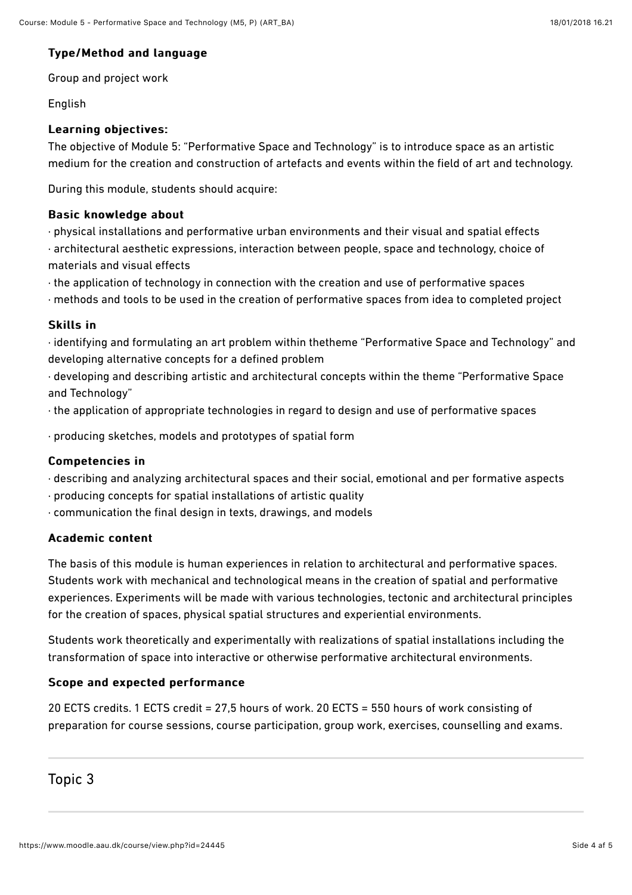**Type/Method and language**

Group and project work

English

**Learning objectives:**

The objective of Module 5: "Performative Space and Technology" is to introduce space as an artistic medium for the creation and construction of artefacts and events within the field of art and technology.

During this module, students should acquire:

**Basic knowledge about**

· physical installations and performative urban environments and their visual and spatial effects
· architectural aesthetic expressions, interaction between people, space and technology, choice of materials and visual effects
· the application of technology in connection with the creation and use of performative spaces
· methods and tools to be used in the creation of performative spaces from idea to completed project

**Skills in**

· identifying and formulating an art problem within thetheme "Performative Space and Technology" and developing alternative concepts for a defined problem
· developing and describing artistic and architectural concepts within the theme "Performative Space and Technology"
· the application of appropriate technologies in regard to design and use of performative spaces

· producing sketches, models and prototypes of spatial form

**Competencies in**

· describing and analyzing architectural spaces and their social, emotional and per formative aspects
· producing concepts for spatial installations of artistic quality
· communication the final design in texts, drawings, and models

**Academic content**

The basis of this module is human experiences in relation to architectural and performative spaces. Students work with mechanical and technological means in the creation of spatial and performative experiences. Experiments will be made with various technologies, tectonic and architectural principles for the creation of spaces, physical spatial structures and experiential environments.

Students work theoretically and experimentally with realizations of spatial installations including the transformation of space into interactive or otherwise performative architectural environments.

**Scope and expected performance**

20 ECTS credits. 1 ECTS credit = 27,5 hours of work. 20 ECTS = 550 hours of work consisting of preparation for course sessions, course participation, group work, exercises, counselling and exams.

## Topic 3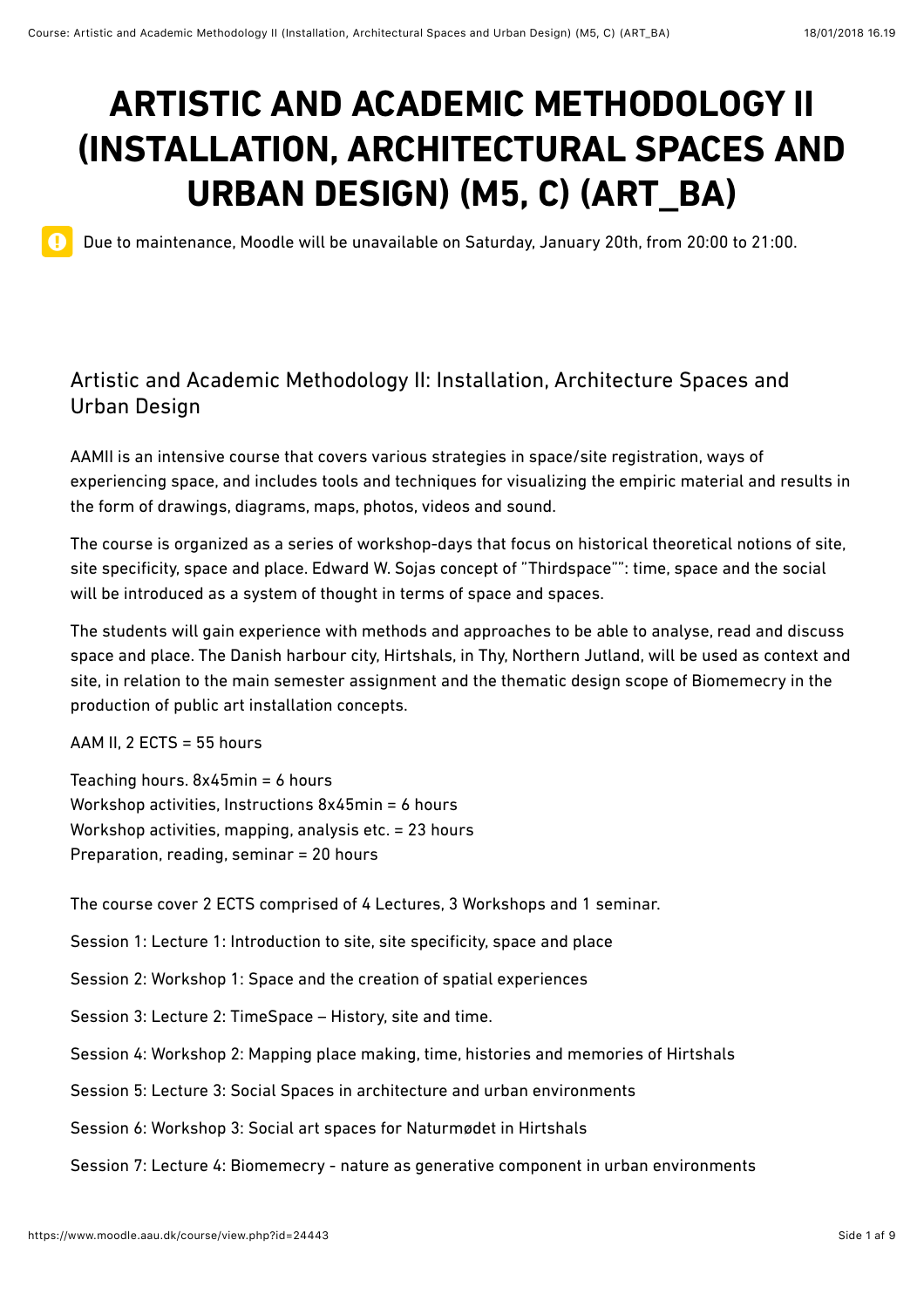# ARTISTIC AND ACADEMIC METHODOLOGY II (INSTALLATION, ARCHITECTURAL SPACES AND URBAN DESIGN) (M5, C) (ART_BA)

Due to maintenance, Moodle will be unavailable on Saturday, January 20th, from 20:00 to 21:00.

## Artistic and Academic Methodology II: Installation, Architecture Spaces and Urban Design

AAMII is an intensive course that covers various strategies in space/site registration, ways of experiencing space, and includes tools and techniques for visualizing the empiric material and results in the form of drawings, diagrams, maps, photos, videos and sound.

The course is organized as a series of workshop-days that focus on historical theoretical notions of site, site specificity, space and place. Edward W. Sojas concept of "Thirdspace"": time, space and the social will be introduced as a system of thought in terms of space and spaces.

The students will gain experience with methods and approaches to be able to analyse, read and discuss space and place. The Danish harbour city, Hirtshals, in Thy, Northern Jutland, will be used as context and site, in relation to the main semester assignment and the thematic design scope of Biomemecry in the production of public art installation concepts.

AAM II, 2 ECTS = 55 hours

Teaching hours. 8x45min = 6 hours
Workshop activities, Instructions 8x45min = 6 hours
Workshop activities, mapping, analysis etc. = 23 hours
Preparation, reading, seminar = 20 hours

The course cover 2 ECTS comprised of 4 Lectures, 3 Workshops and 1 seminar.

Session 1: Lecture 1: Introduction to site, site specificity, space and place

Session 2: Workshop 1: Space and the creation of spatial experiences

Session 3: Lecture 2: TimeSpace – History, site and time.

Session 4: Workshop 2: Mapping place making, time, histories and memories of Hirtshals

Session 5: Lecture 3: Social Spaces in architecture and urban environments

Session 6: Workshop 3: Social art spaces for Naturmødet in Hirtshals

Session 7: Lecture 4: Biomemecry - nature as generative component in urban environments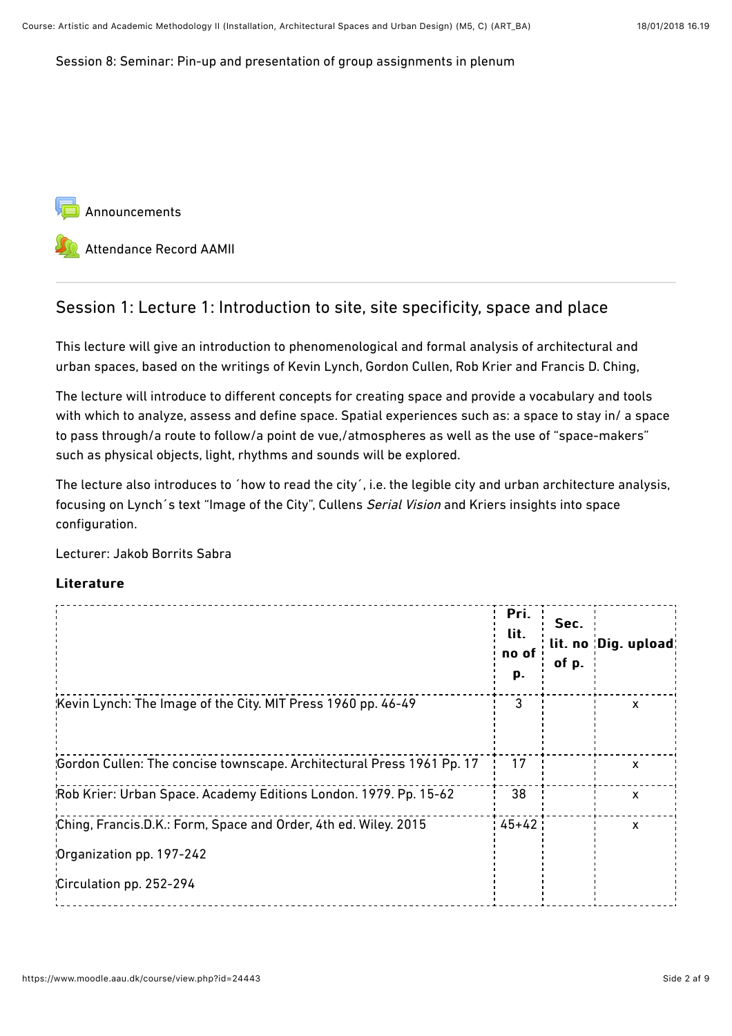Session 8: Seminar: Pin-up and presentation of group assignments in plenum

Announcements

Attendance Record AAMII

## Session 1: Lecture 1: Introduction to site, site specificity, space and place

This lecture will give an introduction to phenomenological and formal analysis of architectural and urban spaces, based on the writings of Kevin Lynch, Gordon Cullen, Rob Krier and Francis D. Ching,

The lecture will introduce to different concepts for creating space and provide a vocabulary and tools with which to analyze, assess and define space. Spatial experiences such as: a space to stay in/ a space to pass through/a route to follow/a point de vue,/atmospheres as well as the use of "space-makers" such as physical objects, light, rhythms and sounds will be explored.

The lecture also introduces to ´how to read the city´, i.e. the legible city and urban architecture analysis, focusing on Lynch´s text "Image of the City", Cullens *Serial Vision* and Kriers insights into space configuration.

Lecturer: Jakob Borrits Sabra

**Literature**

| | Pri. lit. no of p. | Sec. lit. no of p. | Dig. upload |
|---|---|---|---|
| Kevin Lynch: The Image of the City. MIT Press 1960 pp. 46-49 | 3 | | x |
| Gordon Cullen: The concise townscape. Architectural Press 1961 Pp. 17 | 17 | | x |
| Rob Krier: Urban Space. Academy Editions London. 1979. Pp. 15-62 | 38 | | x |
| Ching, Francis.D.K.: Form, Space and Order, 4th ed. Wiley. 2015<br>Organization pp. 197-242<br>Circulation pp. 252-294 | 45+42 | | x |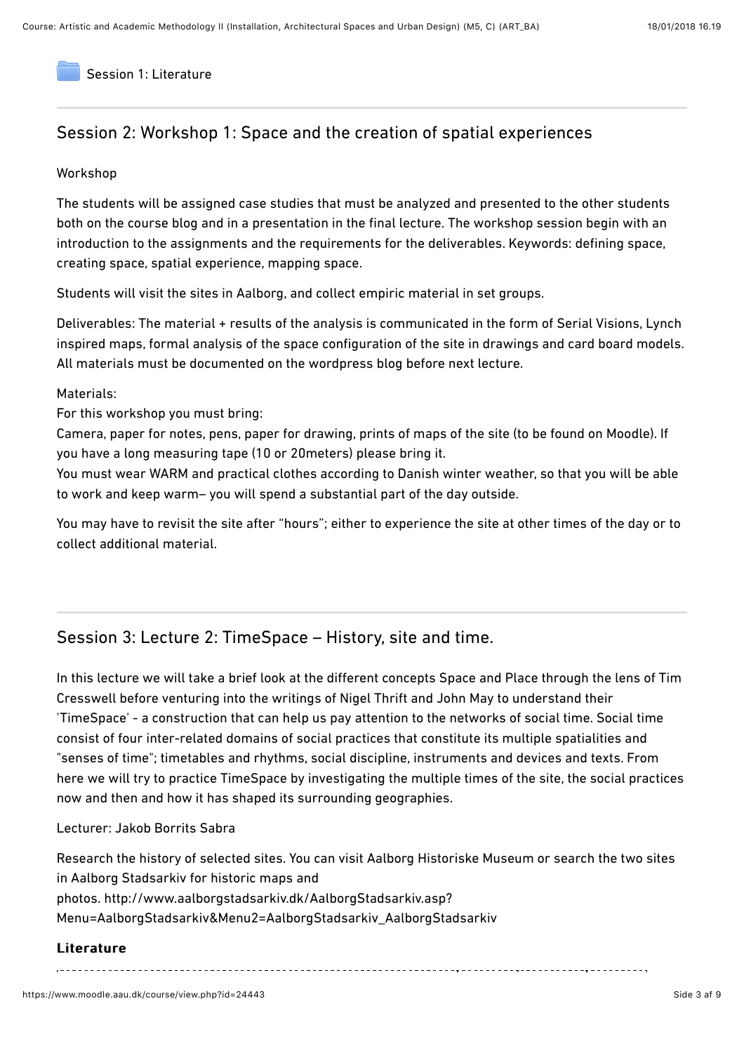Session 1: Literature

## Session 2: Workshop 1: Space and the creation of spatial experiences

Workshop

The students will be assigned case studies that must be analyzed and presented to the other students both on the course blog and in a presentation in the final lecture. The workshop session begin with an introduction to the assignments and the requirements for the deliverables. Keywords: defining space, creating space, spatial experience, mapping space.

Students will visit the sites in Aalborg, and collect empiric material in set groups.

Deliverables: The material + results of the analysis is communicated in the form of Serial Visions, Lynch inspired maps, formal analysis of the space configuration of the site in drawings and card board models. All materials must be documented on the wordpress blog before next lecture.

Materials:
For this workshop you must bring:
Camera, paper for notes, pens, paper for drawing, prints of maps of the site (to be found on Moodle). If you have a long measuring tape (10 or 20meters) please bring it.
You must wear WARM and practical clothes according to Danish winter weather, so that you will be able to work and keep warm– you will spend a substantial part of the day outside.

You may have to revisit the site after "hours"; either to experience the site at other times of the day or to collect additional material.

## Session 3: Lecture 2: TimeSpace – History, site and time.

In this lecture we will take a brief look at the different concepts Space and Place through the lens of Tim Cresswell before venturing into the writings of Nigel Thrift and John May to understand their 'TimeSpace' - a construction that can help us pay attention to the networks of social time. Social time consist of four inter-related domains of social practices that constitute its multiple spatialities and "senses of time"; timetables and rhythms, social discipline, instruments and devices and texts. From here we will try to practice TimeSpace by investigating the multiple times of the site, the social practices now and then and how it has shaped its surrounding geographies.

Lecturer: Jakob Borrits Sabra

Research the history of selected sites. You can visit Aalborg Historiske Museum or search the two sites in Aalborg Stadsarkiv for historic maps and
photos. http://www.aalborgstadsarkiv.dk/AalborgStadsarkiv.asp?Menu=AalborgStadsarkiv&Menu2=AalborgStadsarkiv_AalborgStadsarkiv

**Literature**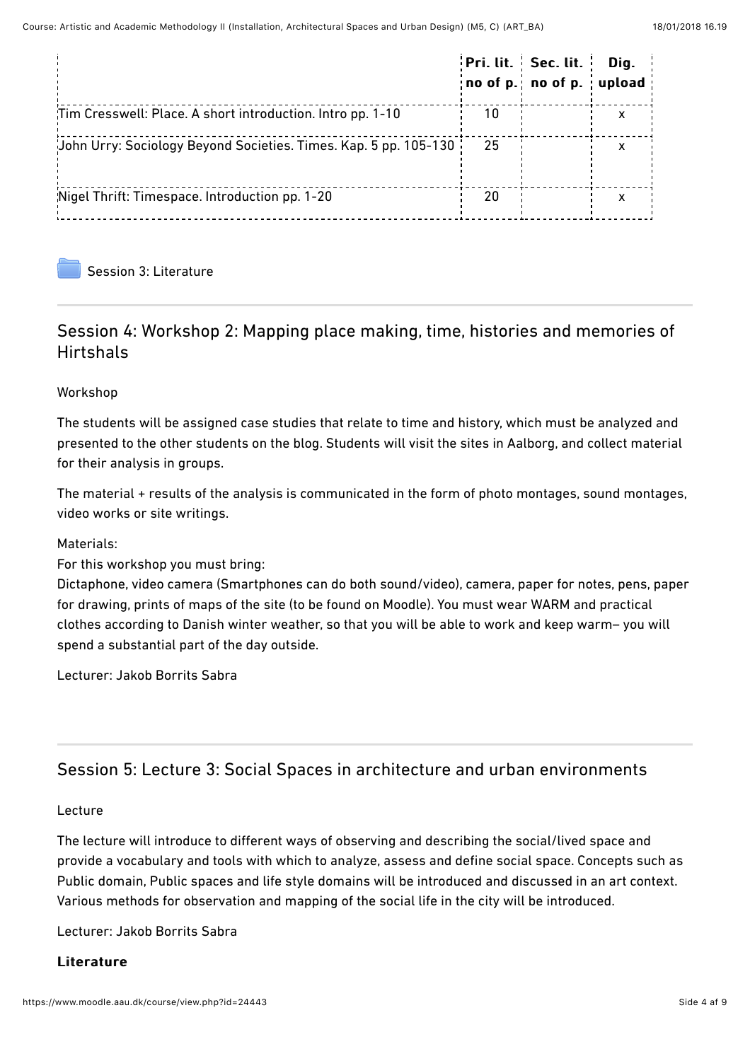| | Pri. lit. no of p. | Sec. lit. no of p. | Dig. upload |
|---|---|---|---|
| Tim Cresswell: Place. A short introduction. Intro pp. 1-10 | 10 | | x |
| John Urry: Sociology Beyond Societies. Times. Kap. 5 pp. 105-130 | 25 | | x |
| Nigel Thrift: Timespace. Introduction pp. 1-20 | 20 | | x |

Session 3: Literature

## Session 4: Workshop 2: Mapping place making, time, histories and memories of Hirtshals

Workshop

The students will be assigned case studies that relate to time and history, which must be analyzed and presented to the other students on the blog. Students will visit the sites in Aalborg, and collect material for their analysis in groups.

The material + results of the analysis is communicated in the form of photo montages, sound montages, video works or site writings.

Materials:

For this workshop you must bring:

Dictaphone, video camera (Smartphones can do both sound/video), camera, paper for notes, pens, paper for drawing, prints of maps of the site (to be found on Moodle). You must wear WARM and practical clothes according to Danish winter weather, so that you will be able to work and keep warm– you will spend a substantial part of the day outside.

Lecturer: Jakob Borrits Sabra

## Session 5: Lecture 3: Social Spaces in architecture and urban environments

Lecture

The lecture will introduce to different ways of observing and describing the social/lived space and provide a vocabulary and tools with which to analyze, assess and define social space. Concepts such as Public domain, Public spaces and life style domains will be introduced and discussed in an art context. Various methods for observation and mapping of the social life in the city will be introduced.

Lecturer: Jakob Borrits Sabra

**Literature**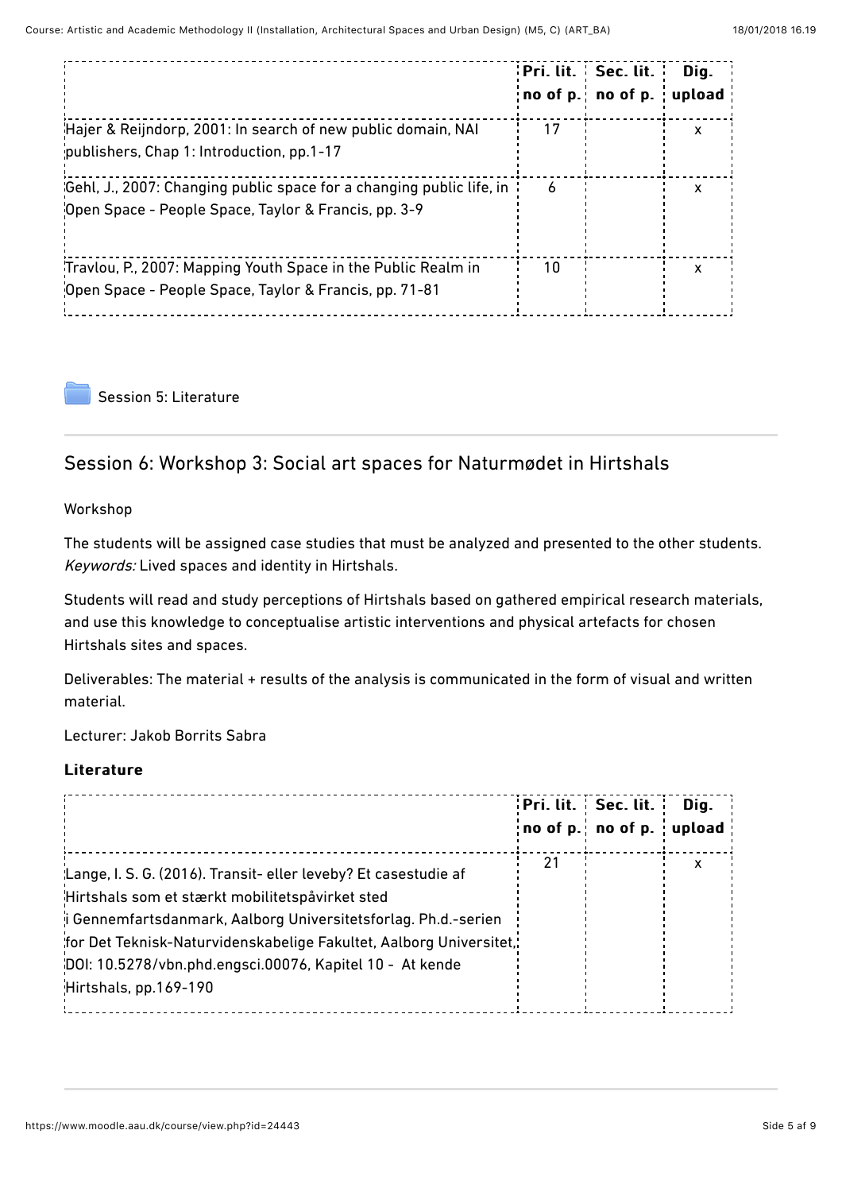| | Pri. lit. no of p. | Sec. lit. no of p. | Dig. upload |
|---|---|---|---|
| Hajer & Reijndorp, 2001: In search of new public domain, NAI publishers, Chap 1: Introduction, pp.1-17 | 17 | | x |
| Gehl, J., 2007: Changing public space for a changing public life, in Open Space - People Space, Taylor & Francis, pp. 3-9 | 6 | | x |
| Travlou, P., 2007: Mapping Youth Space in the Public Realm in Open Space - People Space, Taylor & Francis, pp. 71-81 | 10 | | x |

Session 5: Literature

## Session 6: Workshop 3: Social art spaces for Naturmødet in Hirtshals

Workshop

The students will be assigned case studies that must be analyzed and presented to the other students. *Keywords:* Lived spaces and identity in Hirtshals.

Students will read and study perceptions of Hirtshals based on gathered empirical research materials, and use this knowledge to conceptualise artistic interventions and physical artefacts for chosen Hirtshals sites and spaces.

Deliverables: The material + results of the analysis is communicated in the form of visual and written material.

Lecturer: Jakob Borrits Sabra

**Literature**

| | Pri. lit. no of p. | Sec. lit. no of p. | Dig. upload |
|---|---|---|---|
| Lange, I. S. G. (2016). Transit- eller leveby? Et casestudie af Hirtshals som et stærkt mobilitetspåvirket sted i Gennemfartsdanmark, Aalborg Universitetsforlag. Ph.d.-serien for Det Teknisk-Naturvidenskabelige Fakultet, Aalborg Universitet, DOI: 10.5278/vbn.phd.engsci.00076, Kapitel 10 - At kende Hirtshals, pp.169-190 | 21 | | x |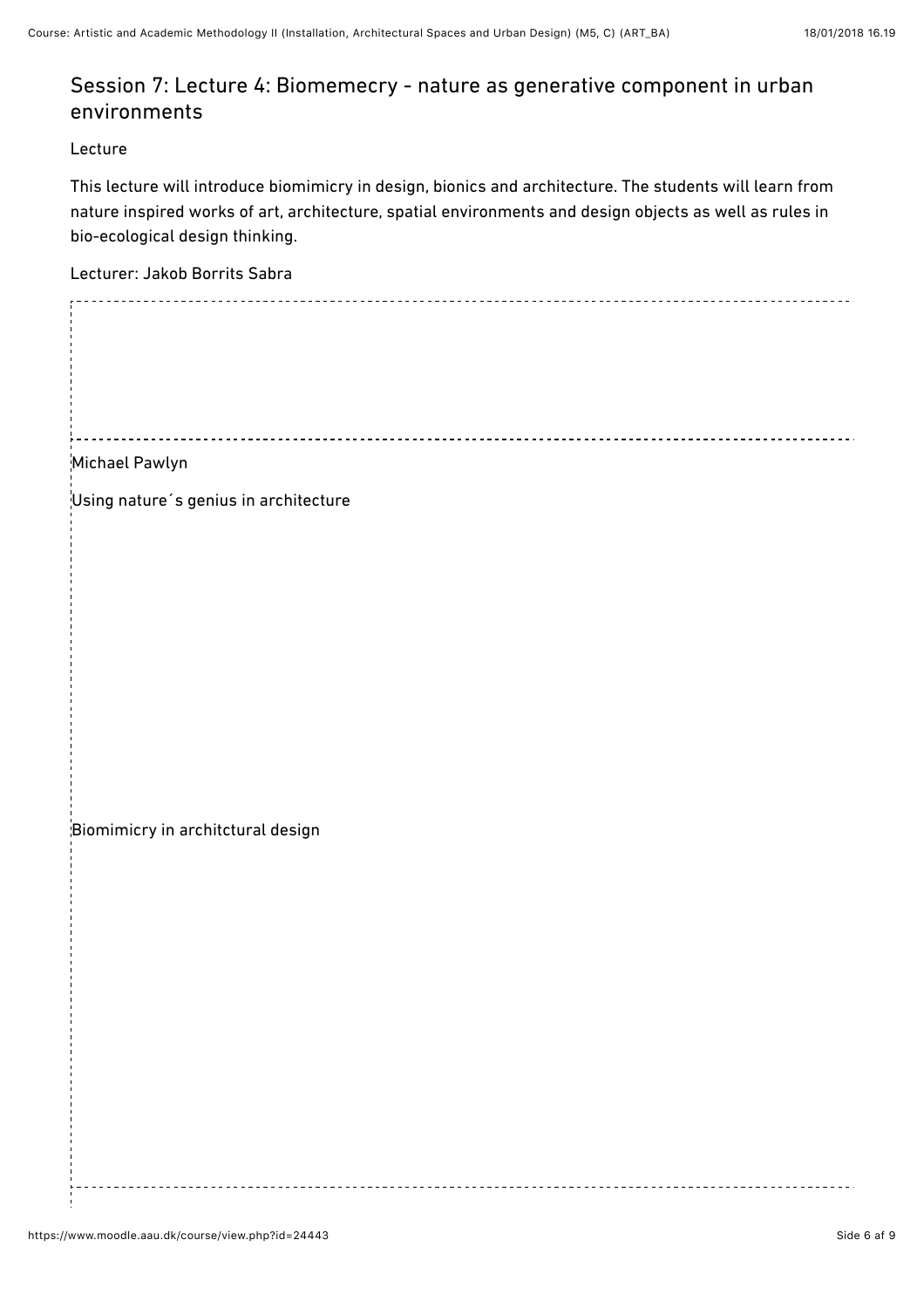## Session 7: Lecture 4: Biomemecry - nature as generative component in urban environments

Lecture

This lecture will introduce biomimicry in design, bionics and architecture. The students will learn from nature inspired works of art, architecture, spatial environments and design objects as well as rules in bio-ecological design thinking.

Lecturer: Jakob Borrits Sabra

Michael Pawlyn

Using nature´s genius in architecture

Biomimicry in architctural design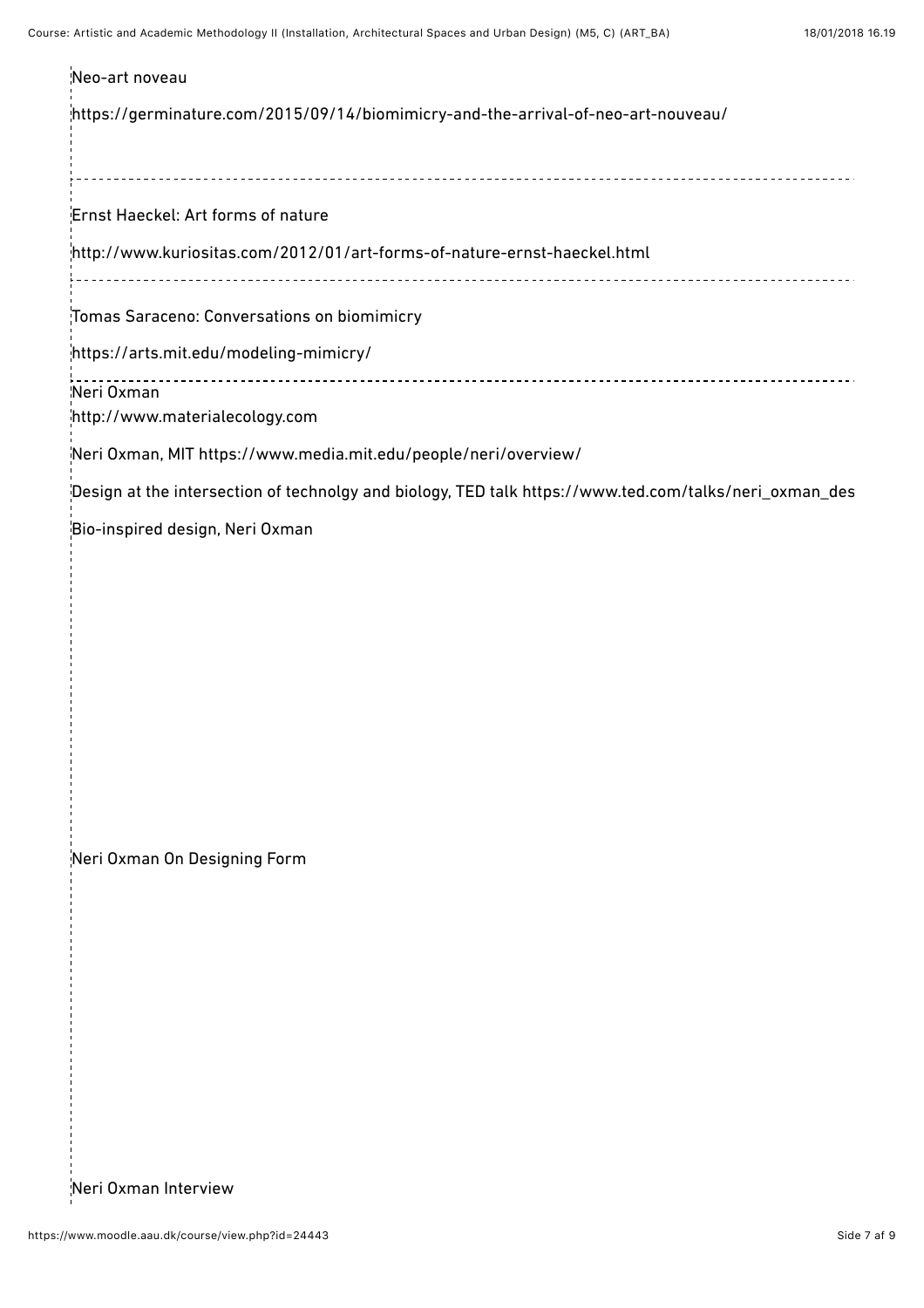Neo-art noveau

https://germinature.com/2015/09/14/biomimicry-and-the-arrival-of-neo-art-nouveau/

---

Ernst Haeckel: Art forms of nature

http://www.kuriositas.com/2012/01/art-forms-of-nature-ernst-haeckel.html

---

Tomas Saraceno: Conversations on biomimicry

https://arts.mit.edu/modeling-mimicry/

---

Neri Oxman

http://www.materialecology.com

Neri Oxman, MIT https://www.media.mit.edu/people/neri/overview/

Design at the intersection of technolgy and biology, TED talk https://www.ted.com/talks/neri_oxman_des

Bio-inspired design, Neri Oxman

Neri Oxman On Designing Form

Neri Oxman Interview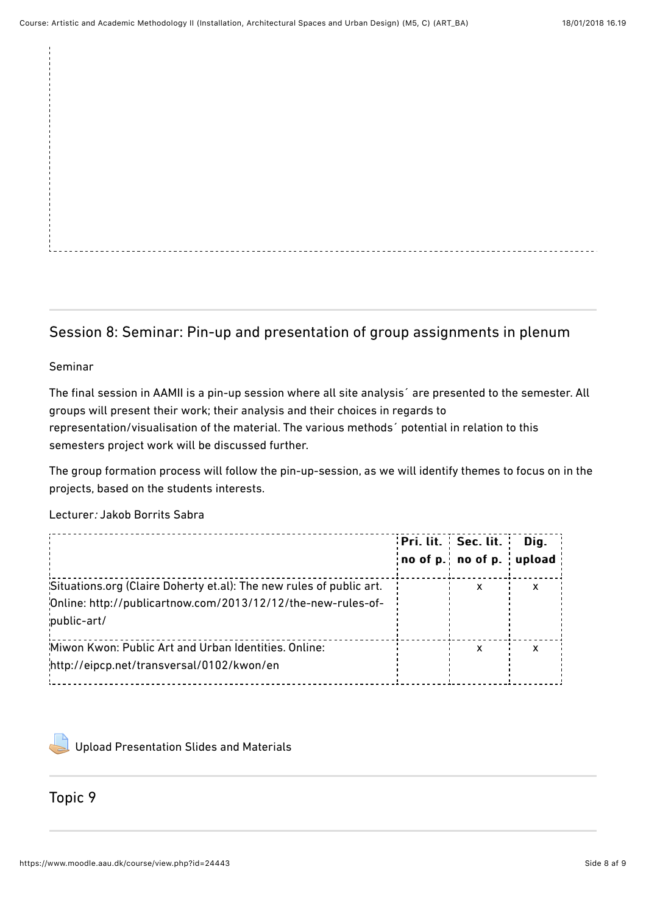## Session 8: Seminar: Pin-up and presentation of group assignments in plenum

Seminar

The final session in AAMII is a pin-up session where all site analysis´ are presented to the semester. All groups will present their work; their analysis and their choices in regards to representation/visualisation of the material. The various methods´ potential in relation to this semesters project work will be discussed further.

The group formation process will follow the pin-up-session, as we will identify themes to focus on in the projects, based on the students interests.

Lecturer*:* Jakob Borrits Sabra

| | **Pri. lit. no of p.** | **Sec. lit. no of p.** | **Dig. upload** |
|---|---|---|---|
| Situations.org (Claire Doherty et.al): The new rules of public art. Online: http://publicartnow.com/2013/12/12/the-new-rules-of-public-art/ | | x | x |
| Miwon Kwon: Public Art and Urban Identities. Online: http://eipcp.net/transversal/0102/kwon/en | | x | x |

Upload Presentation Slides and Materials

## Topic 9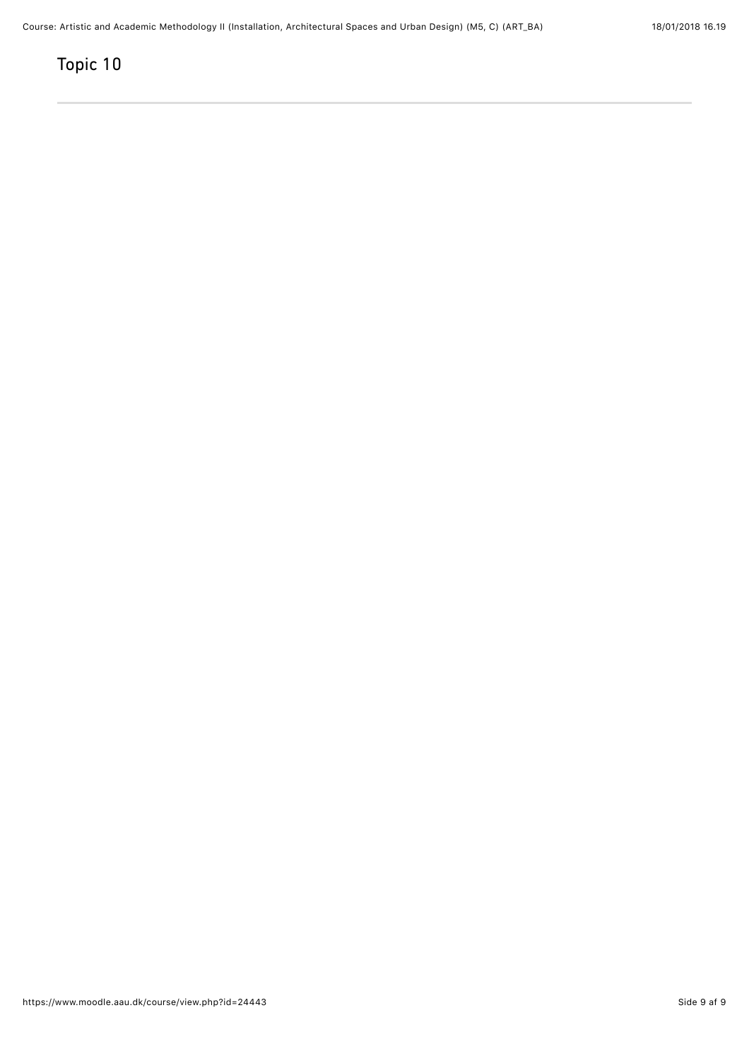# Topic 10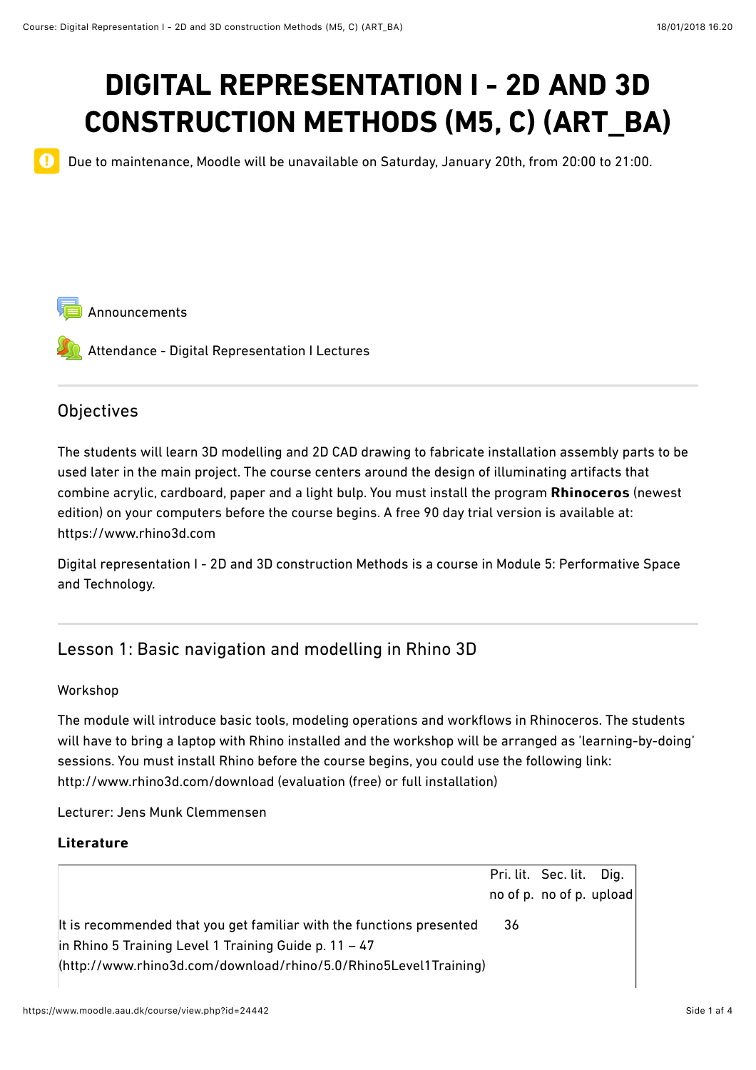# DIGITAL REPRESENTATION I - 2D AND 3D CONSTRUCTION METHODS (M5, C) (ART_BA)

Due to maintenance, Moodle will be unavailable on Saturday, January 20th, from 20:00 to 21:00.

Announcements

Attendance - Digital Representation I Lectures

## Objectives

The students will learn 3D modelling and 2D CAD drawing to fabricate installation assembly parts to be used later in the main project. The course centers around the design of illuminating artifacts that combine acrylic, cardboard, paper and a light bulp. You must install the program **Rhinoceros** (newest edition) on your computers before the course begins. A free 90 day trial version is available at: https://www.rhino3d.com

Digital representation I - 2D and 3D construction Methods is a course in Module 5: Performative Space and Technology.

## Lesson 1: Basic navigation and modelling in Rhino 3D

Workshop

The module will introduce basic tools, modeling operations and workflows in Rhinoceros. The students will have to bring a laptop with Rhino installed and the workshop will be arranged as 'learning-by-doing' sessions. You must install Rhino before the course begins, you could use the following link: http://www.rhino3d.com/download (evaluation (free) or full installation)

Lecturer: Jens Munk Clemmensen

**Literature**

| | Pri. lit. no of p. | Sec. lit. no of p. | Dig. upload |
|---|---|---|---|
| It is recommended that you get familiar with the functions presented in Rhino 5 Training Level 1 Training Guide p. 11 – 47 (http://www.rhino3d.com/download/rhino/5.0/Rhino5Level1Training) | 36 | | |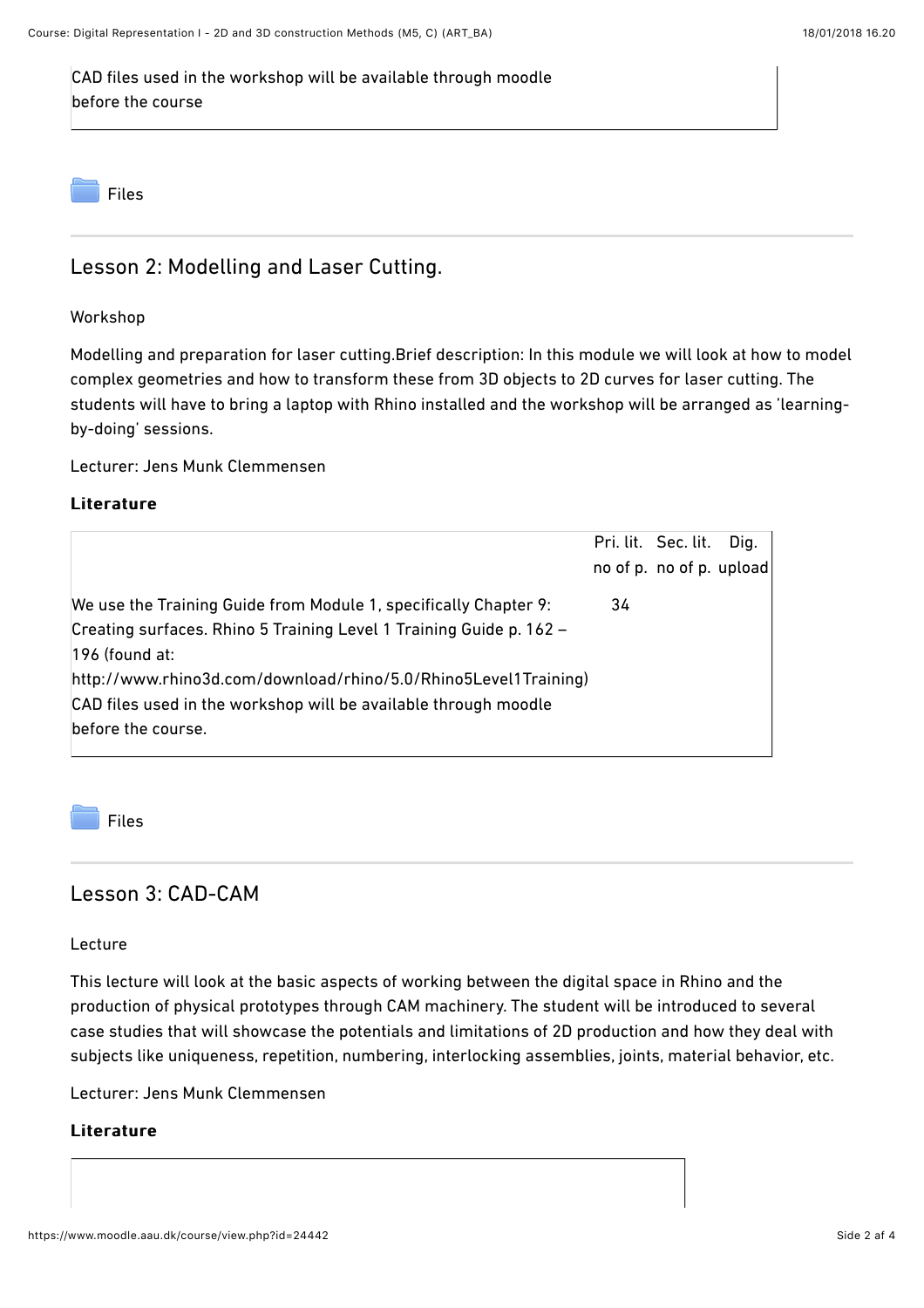CAD files used in the workshop will be available through moodle before the course

Files

## Lesson 2: Modelling and Laser Cutting.

Workshop

Modelling and preparation for laser cutting.Brief description: In this module we will look at how to model complex geometries and how to transform these from 3D objects to 2D curves for laser cutting. The students will have to bring a laptop with Rhino installed and the workshop will be arranged as 'learning-by-doing' sessions.

Lecturer: Jens Munk Clemmensen

**Literature**

| | Pri. lit. no of p. | Sec. lit. no of p. | Dig. upload |
|---|---|---|---|
| We use the Training Guide from Module 1, specifically Chapter 9: Creating surfaces. Rhino 5 Training Level 1 Training Guide p. 162 – 196 (found at: http://www.rhino3d.com/download/rhino/5.0/Rhino5Level1Training) CAD files used in the workshop will be available through moodle before the course. | 34 | | |

Files

## Lesson 3: CAD-CAM

Lecture

This lecture will look at the basic aspects of working between the digital space in Rhino and the production of physical prototypes through CAM machinery. The student will be introduced to several case studies that will showcase the potentials and limitations of 2D production and how they deal with subjects like uniqueness, repetition, numbering, interlocking assemblies, joints, material behavior, etc.

Lecturer: Jens Munk Clemmensen

**Literature**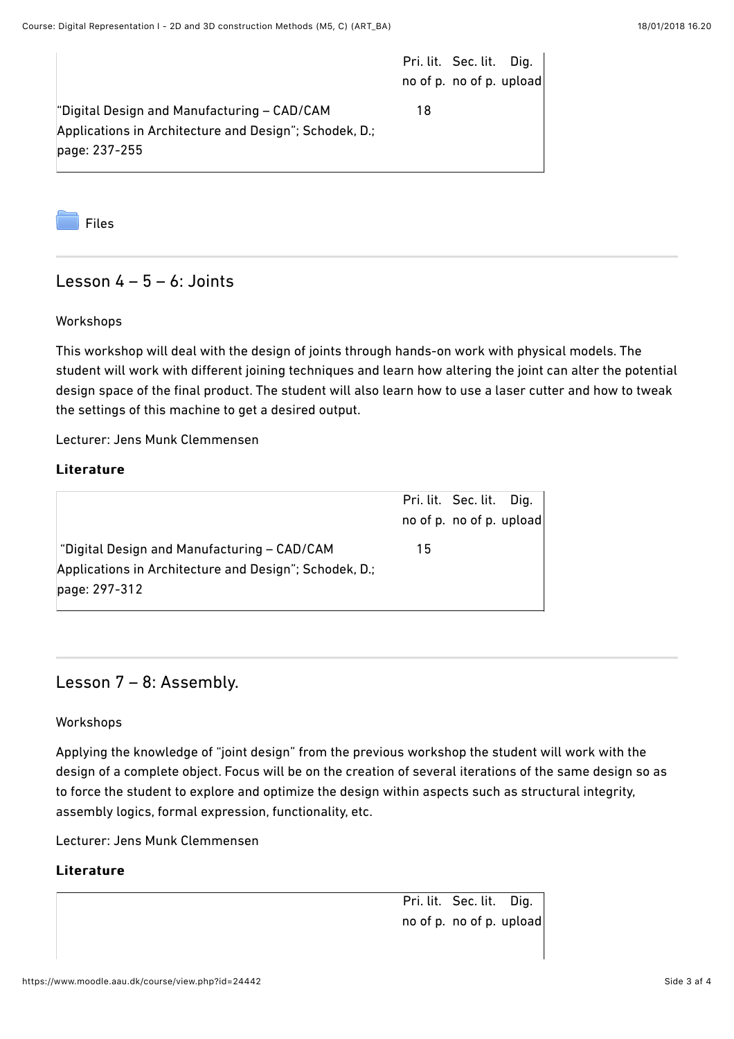| | Pri. lit. no of p. | Sec. lit. no of p. | Dig. upload |
|---|---|---|---|
| "Digital Design and Manufacturing – CAD/CAM Applications in Architecture and Design"; Schodek, D.; page: 237-255 | 18 | | |

Files

## Lesson 4 – 5 – 6: Joints

Workshops

This workshop will deal with the design of joints through hands-on work with physical models. The student will work with different joining techniques and learn how altering the joint can alter the potential design space of the final product. The student will also learn how to use a laser cutter and how to tweak the settings of this machine to get a desired output.

Lecturer: Jens Munk Clemmensen

**Literature**

| | Pri. lit. no of p. | Sec. lit. no of p. | Dig. upload |
|---|---|---|---|
| "Digital Design and Manufacturing – CAD/CAM Applications in Architecture and Design"; Schodek, D.; page: 297-312 | 15 | | |

## Lesson 7 – 8: Assembly.

Workshops

Applying the knowledge of "joint design" from the previous workshop the student will work with the design of a complete object. Focus will be on the creation of several iterations of the same design so as to force the student to explore and optimize the design within aspects such as structural integrity, assembly logics, formal expression, functionality, etc.

Lecturer: Jens Munk Clemmensen

**Literature**

| | Pri. lit. no of p. | Sec. lit. no of p. | Dig. upload |
|---|---|---|---|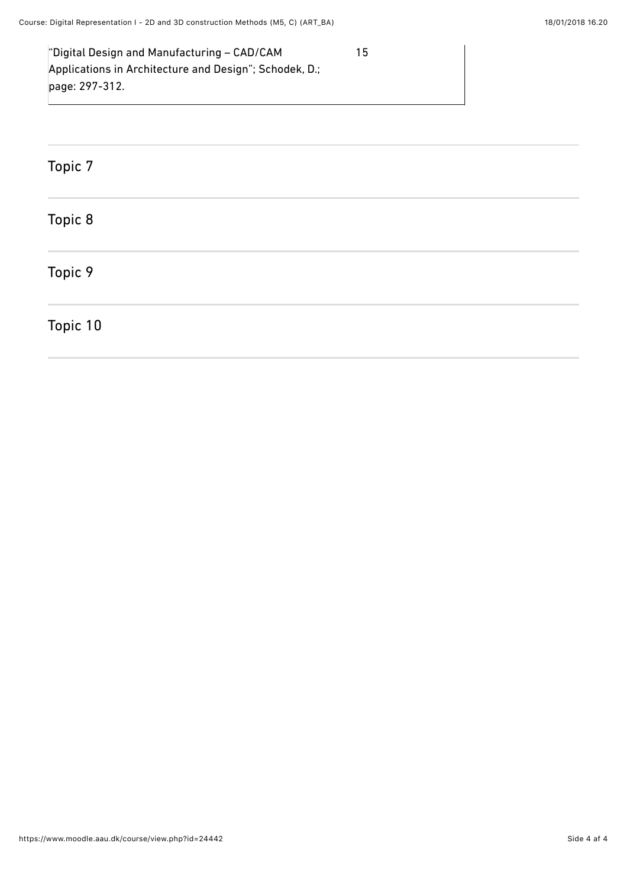| "Digital Design and Manufacturing – CAD/CAM Applications in Architecture and Design"; Schodek, D.; page: 297-312. | 15 |
|---|---|

## Topic 7

## Topic 8

## Topic 9

## Topic 10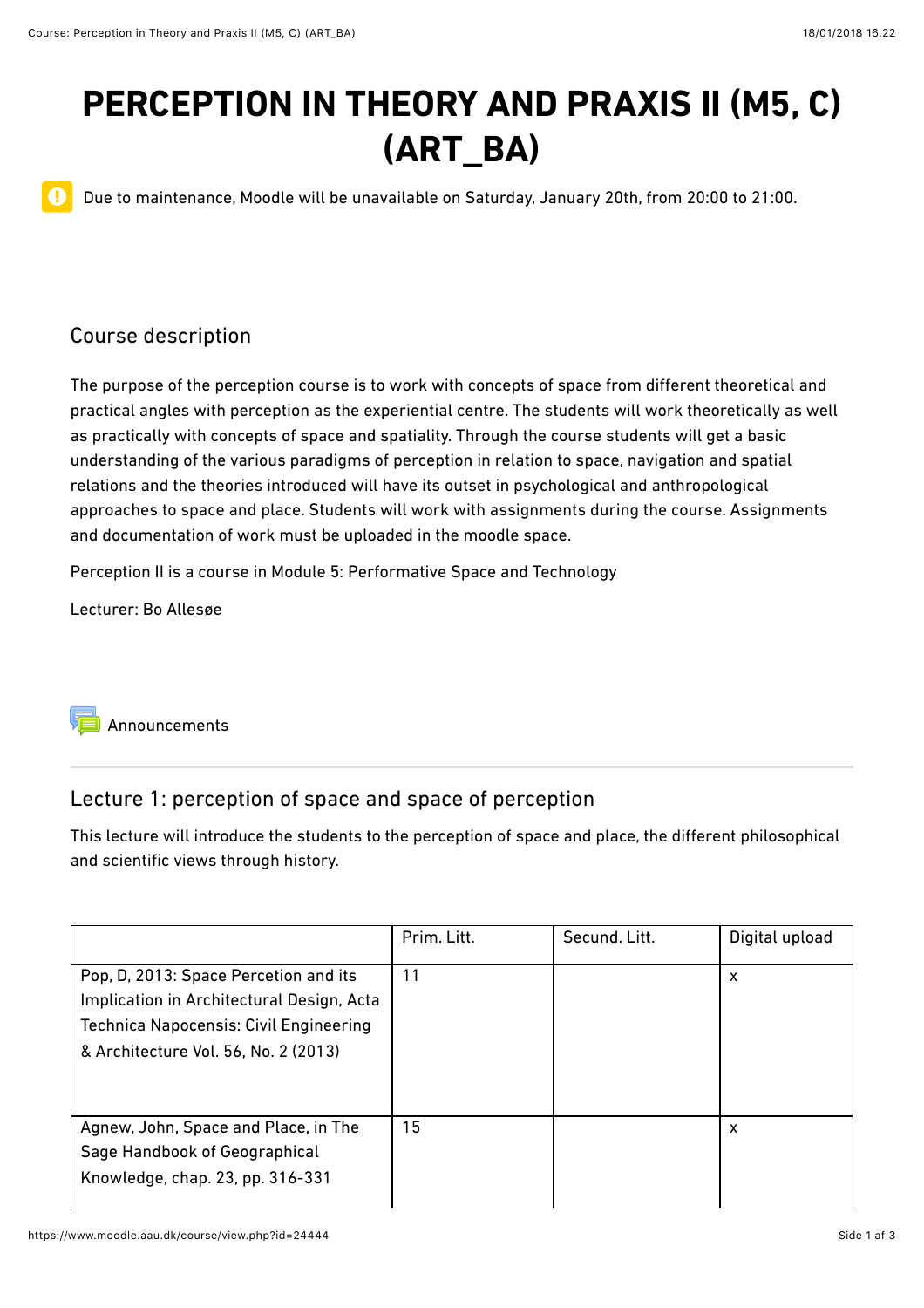# PERCEPTION IN THEORY AND PRAXIS II (M5, C) (ART_BA)

Due to maintenance, Moodle will be unavailable on Saturday, January 20th, from 20:00 to 21:00.

## Course description

The purpose of the perception course is to work with concepts of space from different theoretical and practical angles with perception as the experiential centre. The students will work theoretically as well as practically with concepts of space and spatiality. Through the course students will get a basic understanding of the various paradigms of perception in relation to space, navigation and spatial relations and the theories introduced will have its outset in psychological and anthropological approaches to space and place. Students will work with assignments during the course. Assignments and documentation of work must be uploaded in the moodle space.

Perception II is a course in Module 5: Performative Space and Technology

Lecturer: Bo Allesøe

Announcements

---

## Lecture 1: perception of space and space of perception

This lecture will introduce the students to the perception of space and place, the different philosophical and scientific views through history.

| | Prim. Litt. | Secund. Litt. | Digital upload |
|---|---|---|---|
| Pop, D, 2013: Space Percetion and its Implication in Architectural Design, Acta Technica Napocensis: Civil Engineering & Architecture Vol. 56, No. 2 (2013) | 11 | | x |
| Agnew, John, Space and Place, in The Sage Handbook of Geographical Knowledge, chap. 23, pp. 316-331 | 15 | | x |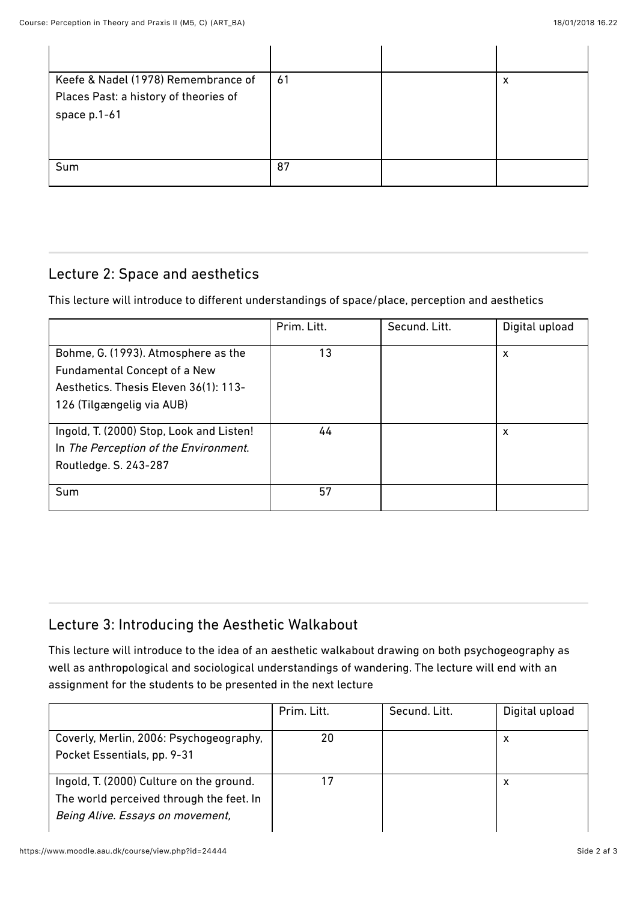| | | | |
|---|---|---|---|
| Keefe & Nadel (1978) Remembrance of Places Past: a history of theories of space p.1-61 | 61 | | x |
| Sum | 87 | | |

## Lecture 2: Space and aesthetics

This lecture will introduce to different understandings of space/place, perception and aesthetics

| | Prim. Litt. | Secund. Litt. | Digital upload |
|---|---|---|---|
| Bohme, G. (1993). Atmosphere as the Fundamental Concept of a New Aesthetics. Thesis Eleven 36(1): 113-126 (Tilgængelig via AUB) | 13 | | x |
| Ingold, T. (2000) Stop, Look and Listen! In *The Perception of the Environment*. Routledge. S. 243-287 | 44 | | x |
| Sum | 57 | | |

## Lecture 3: Introducing the Aesthetic Walkabout

This lecture will introduce to the idea of an aesthetic walkabout drawing on both psychogeography as well as anthropological and sociological understandings of wandering. The lecture will end with an assignment for the students to be presented in the next lecture

| | Prim. Litt. | Secund. Litt. | Digital upload |
|---|---|---|---|
| Coverly, Merlin, 2006: Psychogeography, Pocket Essentials, pp. 9-31 | 20 | | x |
| Ingold, T. (2000) Culture on the ground. The world perceived through the feet. In *Being Alive. Essays on movement,* | 17 | | x |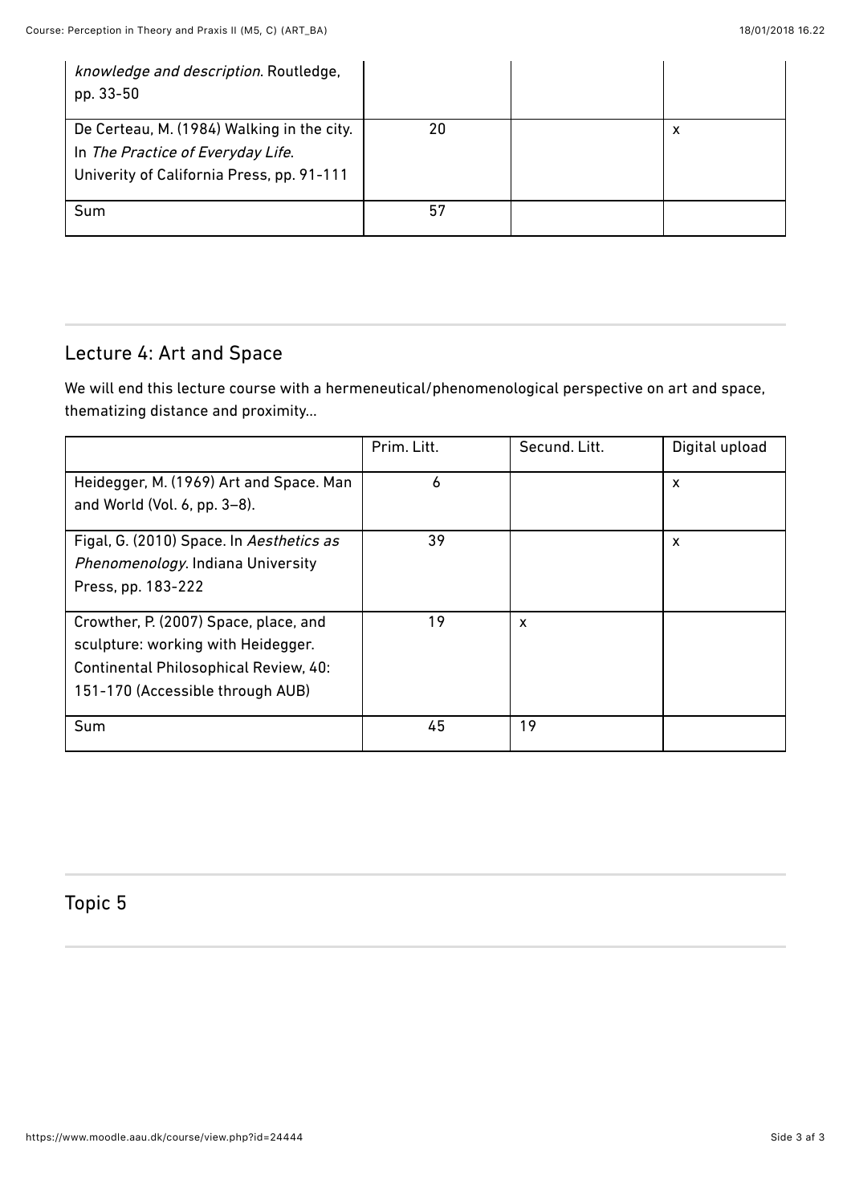| | | | |
|---|---|---|---|
| *knowledge and description*. Routledge, pp. 33-50 | | | |
| De Certeau, M. (1984) Walking in the city. In *The Practice of Everyday Life*. Univerity of California Press, pp. 91-111 | 20 | | x |
| Sum | 57 | | |

## Lecture 4: Art and Space

We will end this lecture course with a hermeneutical/phenomenological perspective on art and space, thematizing distance and proximity...

| | Prim. Litt. | Secund. Litt. | Digital upload |
|---|---|---|---|
| Heidegger, M. (1969) Art and Space. Man and World (Vol. 6, pp. 3–8). | 6 | | x |
| Figal, G. (2010) Space. In *Aesthetics as Phenomenology*. Indiana University Press, pp. 183-222 | 39 | | x |
| Crowther, P. (2007) Space, place, and sculpture: working with Heidegger. Continental Philosophical Review, 40: 151-170 (Accessible through AUB) | 19 | x | |
| Sum | 45 | 19 | |

## Topic 5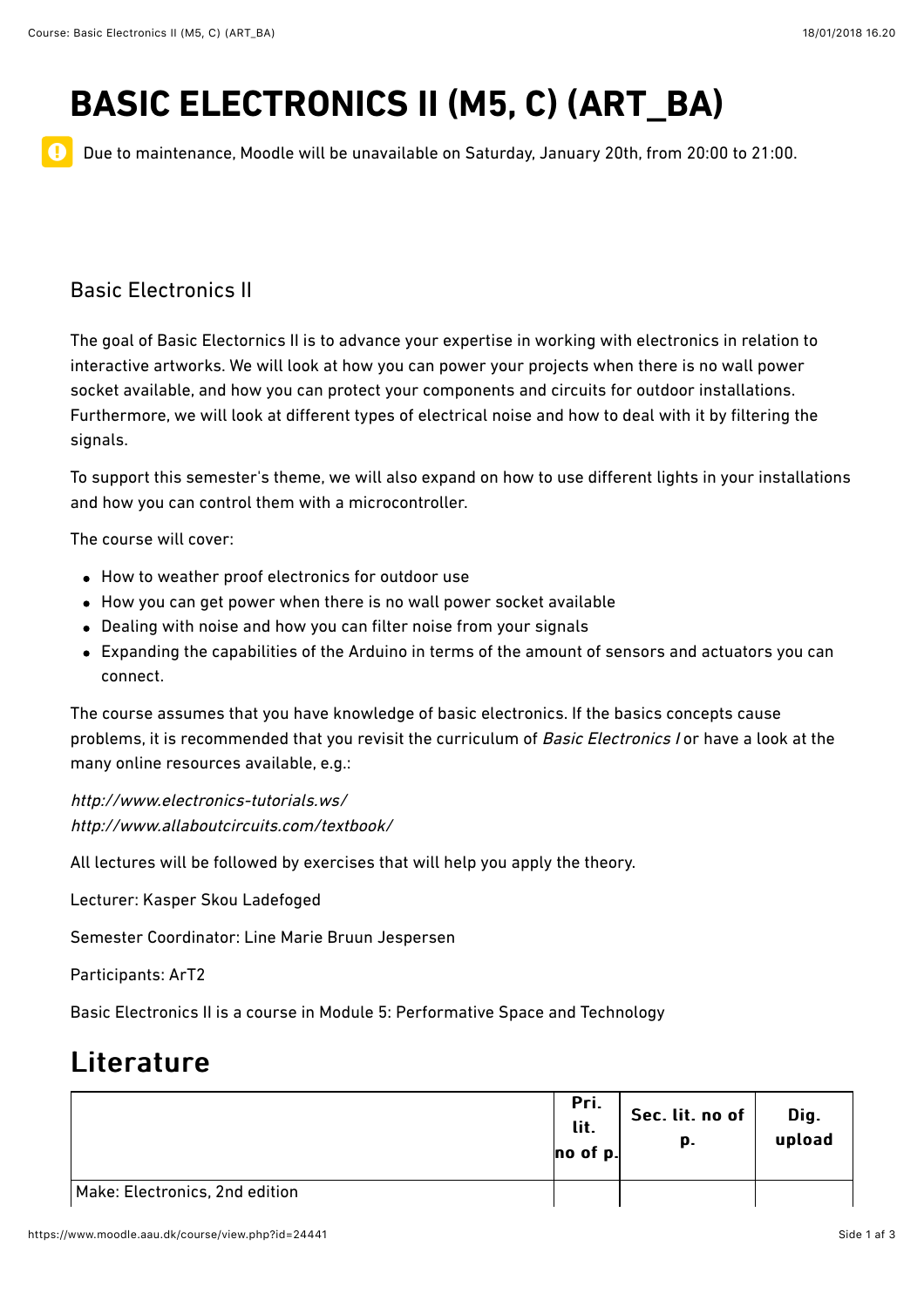# BASIC ELECTRONICS II (M5, C) (ART_BA)

Due to maintenance, Moodle will be unavailable on Saturday, January 20th, from 20:00 to 21:00.

## Basic Electronics II

The goal of Basic Electornics II is to advance your expertise in working with electronics in relation to interactive artworks. We will look at how you can power your projects when there is no wall power socket available, and how you can protect your components and circuits for outdoor installations. Furthermore, we will look at different types of electrical noise and how to deal with it by filtering the signals.

To support this semester's theme, we will also expand on how to use different lights in your installations and how you can control them with a microcontroller.

The course will cover:

- How to weather proof electronics for outdoor use
- How you can get power when there is no wall power socket available
- Dealing with noise and how you can filter noise from your signals
- Expanding the capabilities of the Arduino in terms of the amount of sensors and actuators you can connect.

The course assumes that you have knowledge of basic electronics. If the basics concepts cause problems, it is recommended that you revisit the curriculum of *Basic Electronics I* or have a look at the many online resources available, e.g.:

*http://www.electronics-tutorials.ws/*
*http://www.allaboutcircuits.com/textbook/*

All lectures will be followed by exercises that will help you apply the theory.

Lecturer: Kasper Skou Ladefoged

Semester Coordinator: Line Marie Bruun Jespersen

Participants: ArT2

Basic Electronics II is a course in Module 5: Performative Space and Technology

## Literature

| | Pri. lit. no of p. | Sec. lit. no of p. | Dig. upload |
|---|---|---|---|
| Make: Electronics, 2nd edition | | | |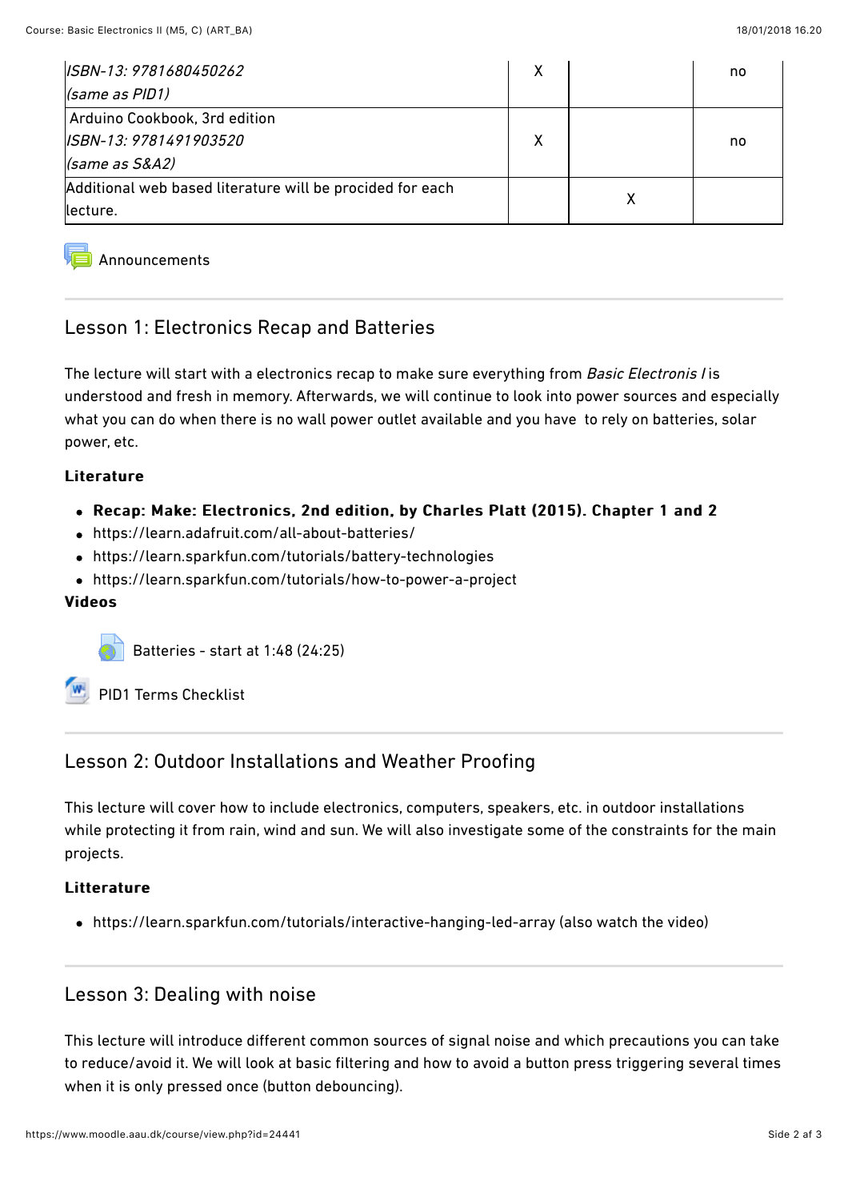| | | | |
|---|---|---|---|
| *ISBN-13: 9781680450262*<br>*(same as PID1)* | X | | no |
| Arduino Cookbook, 3rd edition<br>*ISBN-13: 9781491903520*<br>*(same as S&A2)* | X | | no |
| Additional web based literature will be procided for each lecture. | | X | |

Announcements

## Lesson 1: Electronics Recap and Batteries

The lecture will start with a electronics recap to make sure everything from *Basic Electronis I* is understood and fresh in memory. Afterwards, we will continue to look into power sources and especially what you can do when there is no wall power outlet available and you have to rely on batteries, solar power, etc.

**Literature**

- **Recap: Make: Electronics, 2nd edition, by Charles Platt (2015). Chapter 1 and 2**
- https://learn.adafruit.com/all-about-batteries/
- https://learn.sparkfun.com/tutorials/battery-technologies
- https://learn.sparkfun.com/tutorials/how-to-power-a-project

**Videos**

Batteries - start at 1:48 (24:25)

PID1 Terms Checklist

## Lesson 2: Outdoor Installations and Weather Proofing

This lecture will cover how to include electronics, computers, speakers, etc. in outdoor installations while protecting it from rain, wind and sun. We will also investigate some of the constraints for the main projects.

**Litterature**

- https://learn.sparkfun.com/tutorials/interactive-hanging-led-array (also watch the video)

## Lesson 3: Dealing with noise

This lecture will introduce different common sources of signal noise and which precautions you can take to reduce/avoid it. We will look at basic filtering and how to avoid a button press triggering several times when it is only pressed once (button debouncing).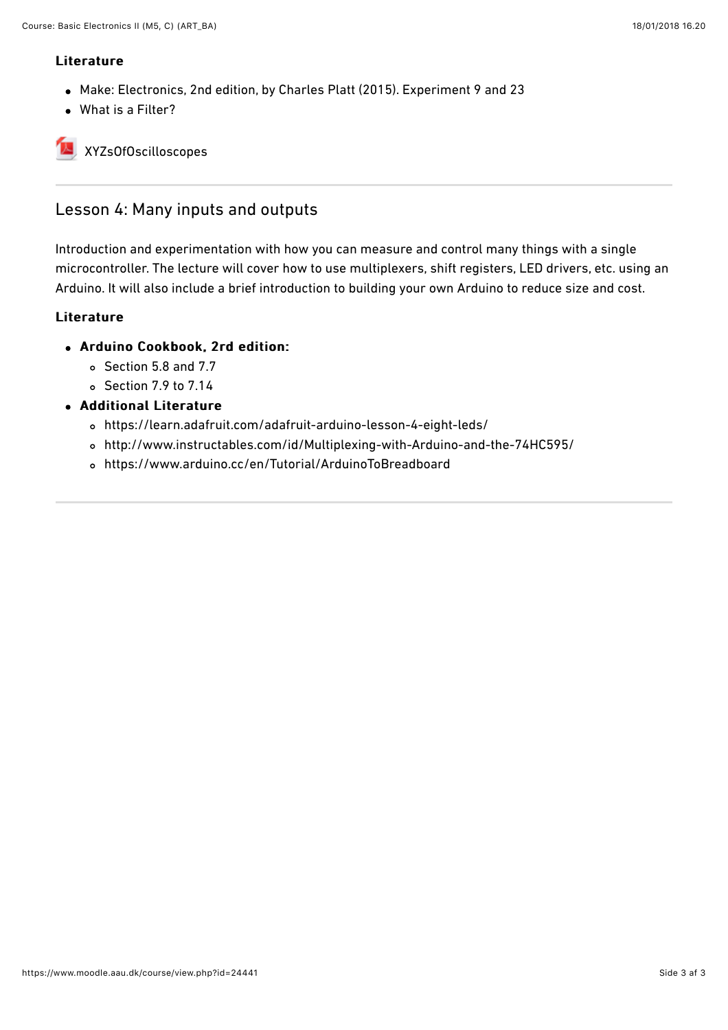**Literature**

- Make: Electronics, 2nd edition, by Charles Platt (2015). Experiment 9 and 23
- What is a Filter?

XYZsOfOscilloscopes

---

## Lesson 4: Many inputs and outputs

Introduction and experimentation with how you can measure and control many things with a single microcontroller. The lecture will cover how to use multiplexers, shift registers, LED drivers, etc. using an Arduino. It will also include a brief introduction to building your own Arduino to reduce size and cost.

**Literature**

- **Arduino Cookbook, 2rd edition:**
  - Section 5.8 and 7.7
  - Section 7.9 to 7.14
- **Additional Literature**
  - https://learn.adafruit.com/adafruit-arduino-lesson-4-eight-leds/
  - http://www.instructables.com/id/Multiplexing-with-Arduino-and-the-74HC595/
  - https://www.arduino.cc/en/Tutorial/ArduinoToBreadboard

---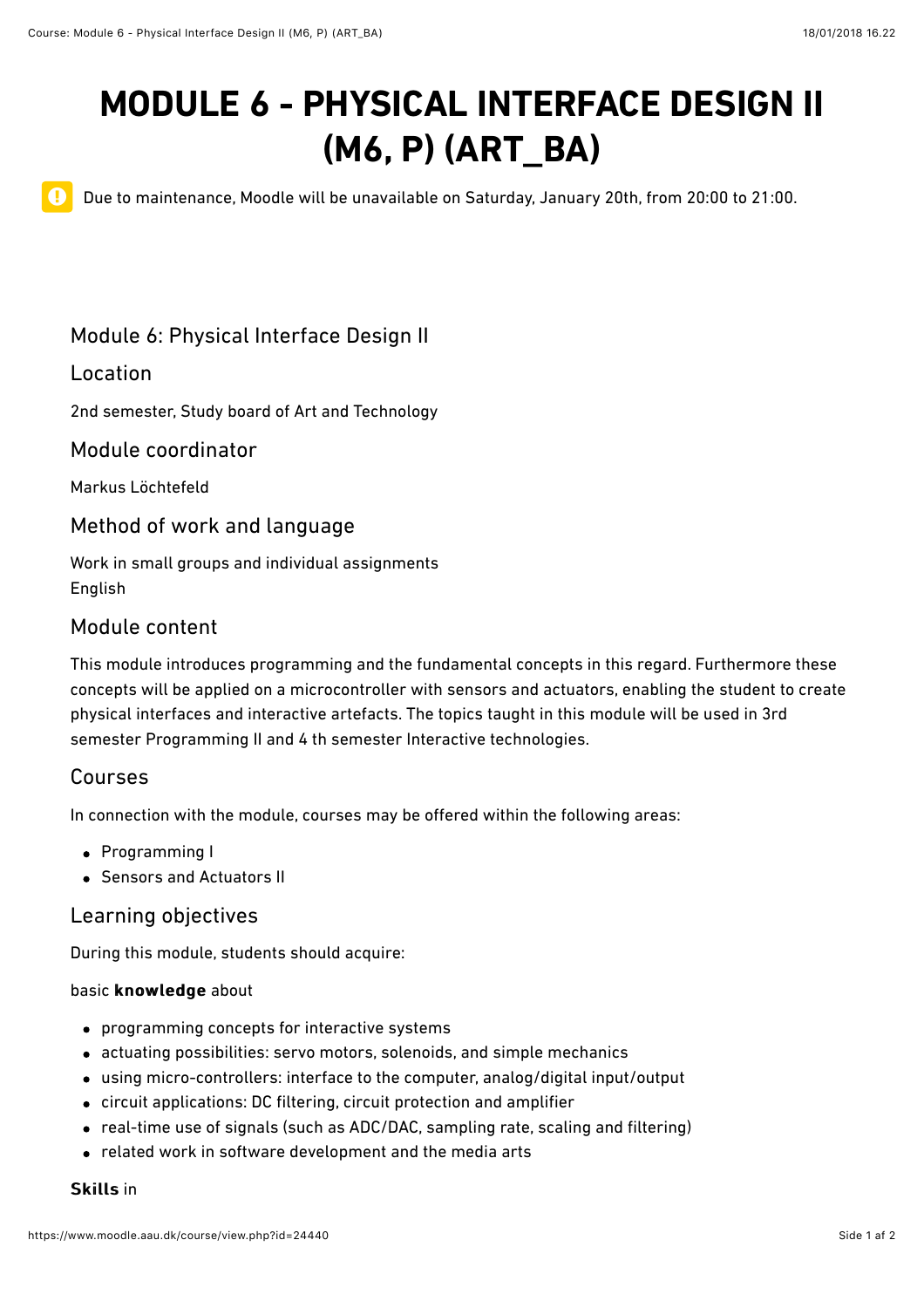# MODULE 6 - PHYSICAL INTERFACE DESIGN II (M6, P) (ART_BA)

Due to maintenance, Moodle will be unavailable on Saturday, January 20th, from 20:00 to 21:00.

## Module 6: Physical Interface Design II

### Location

2nd semester, Study board of Art and Technology

### Module coordinator

Markus Löchtefeld

### Method of work and language

Work in small groups and individual assignments
English

### Module content

This module introduces programming and the fundamental concepts in this regard. Furthermore these concepts will be applied on a microcontroller with sensors and actuators, enabling the student to create physical interfaces and interactive artefacts. The topics taught in this module will be used in 3rd semester Programming II and 4 th semester Interactive technologies.

### Courses

In connection with the module, courses may be offered within the following areas:

- Programming I
- Sensors and Actuators II

### Learning objectives

During this module, students should acquire:

basic **knowledge** about

- programming concepts for interactive systems
- actuating possibilities: servo motors, solenoids, and simple mechanics
- using micro-controllers: interface to the computer, analog/digital input/output
- circuit applications: DC filtering, circuit protection and amplifier
- real-time use of signals (such as ADC/DAC, sampling rate, scaling and filtering)
- related work in software development and the media arts

**Skills** in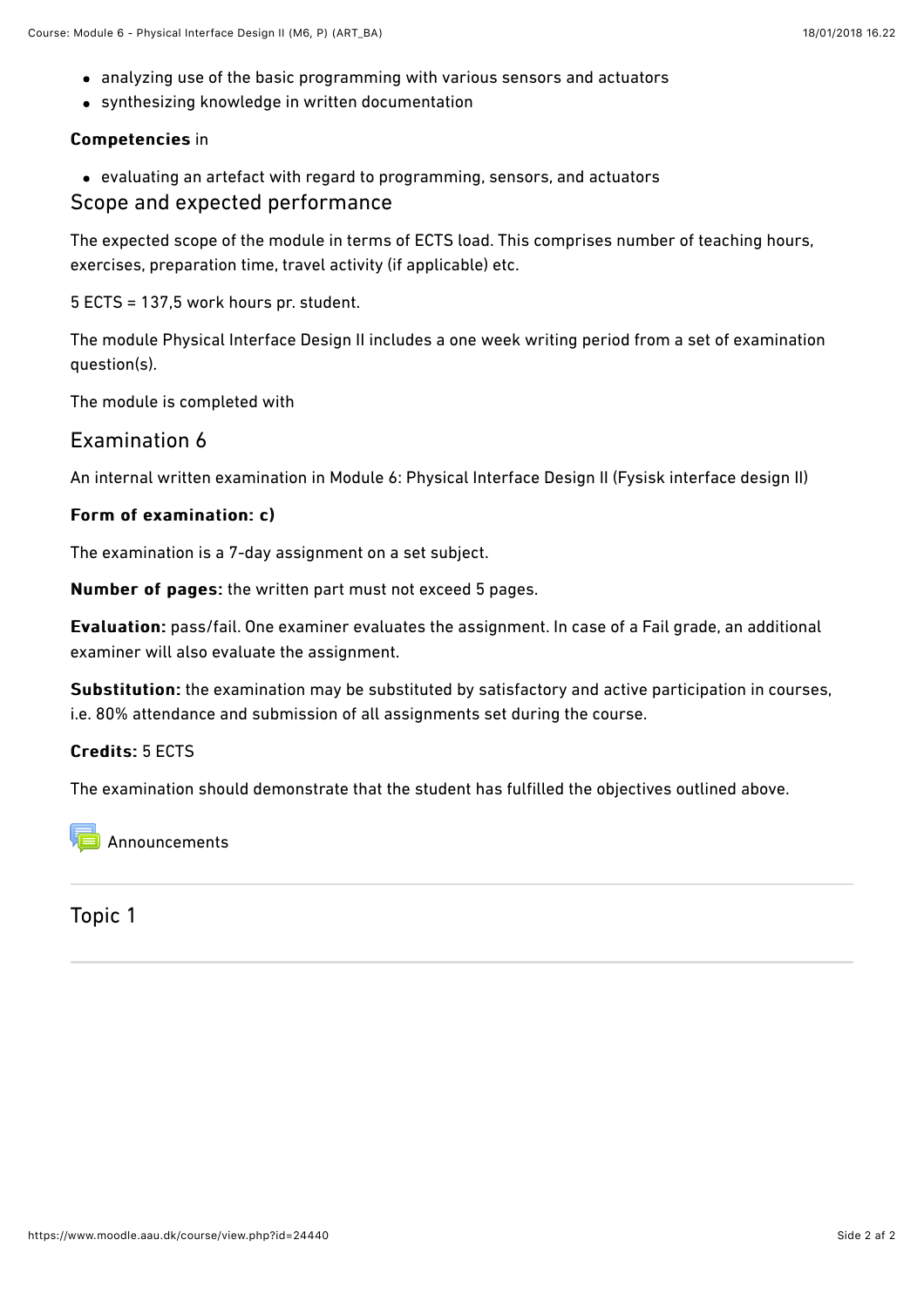- analyzing use of the basic programming with various sensors and actuators
- synthesizing knowledge in written documentation

**Competencies** in

- evaluating an artefact with regard to programming, sensors, and actuators

## Scope and expected performance

The expected scope of the module in terms of ECTS load. This comprises number of teaching hours, exercises, preparation time, travel activity (if applicable) etc.

5 ECTS = 137,5 work hours pr. student.

The module Physical Interface Design II includes a one week writing period from a set of examination question(s).

The module is completed with

## Examination 6

An internal written examination in Module 6: Physical Interface Design II (Fysisk interface design II)

**Form of examination: c)**

The examination is a 7-day assignment on a set subject.

**Number of pages:** the written part must not exceed 5 pages.

**Evaluation:** pass/fail. One examiner evaluates the assignment. In case of a Fail grade, an additional examiner will also evaluate the assignment.

**Substitution:** the examination may be substituted by satisfactory and active participation in courses, i.e. 80% attendance and submission of all assignments set during the course.

**Credits:** 5 ECTS

The examination should demonstrate that the student has fulfilled the objectives outlined above.

Announcements

## Topic 1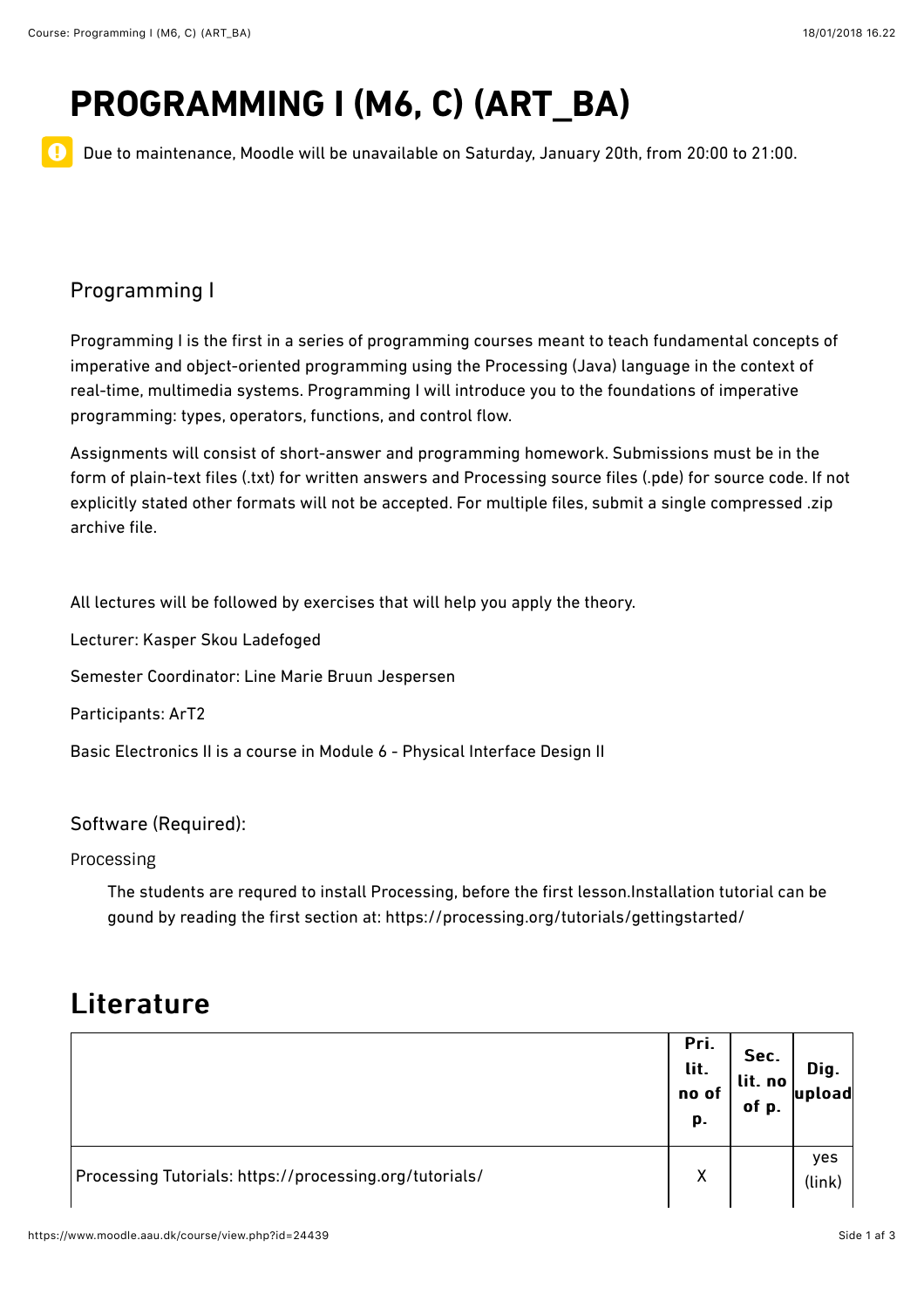# PROGRAMMING I (M6, C) (ART_BA)

Due to maintenance, Moodle will be unavailable on Saturday, January 20th, from 20:00 to 21:00.

## Programming I

Programming I is the first in a series of programming courses meant to teach fundamental concepts of imperative and object-oriented programming using the Processing (Java) language in the context of real-time, multimedia systems. Programming I will introduce you to the foundations of imperative programming: types, operators, functions, and control flow.

Assignments will consist of short-answer and programming homework. Submissions must be in the form of plain-text files (.txt) for written answers and Processing source files (.pde) for source code. If not explicitly stated other formats will not be accepted. For multiple files, submit a single compressed .zip archive file.

All lectures will be followed by exercises that will help you apply the theory.

Lecturer: Kasper Skou Ladefoged

Semester Coordinator: Line Marie Bruun Jespersen

Participants: ArT2

Basic Electronics II is a course in Module 6 - Physical Interface Design II

### Software (Required):

Processing

The students are requred to install Processing, before the first lesson.Installation tutorial can be gound by reading the first section at: https://processing.org/tutorials/gettingstarted/

## Literature

| | Pri. lit. no of p. | Sec. lit. no of p. | Dig. upload |
|---|---|---|---|
| Processing Tutorials: https://processing.org/tutorials/ | X | | yes (link) |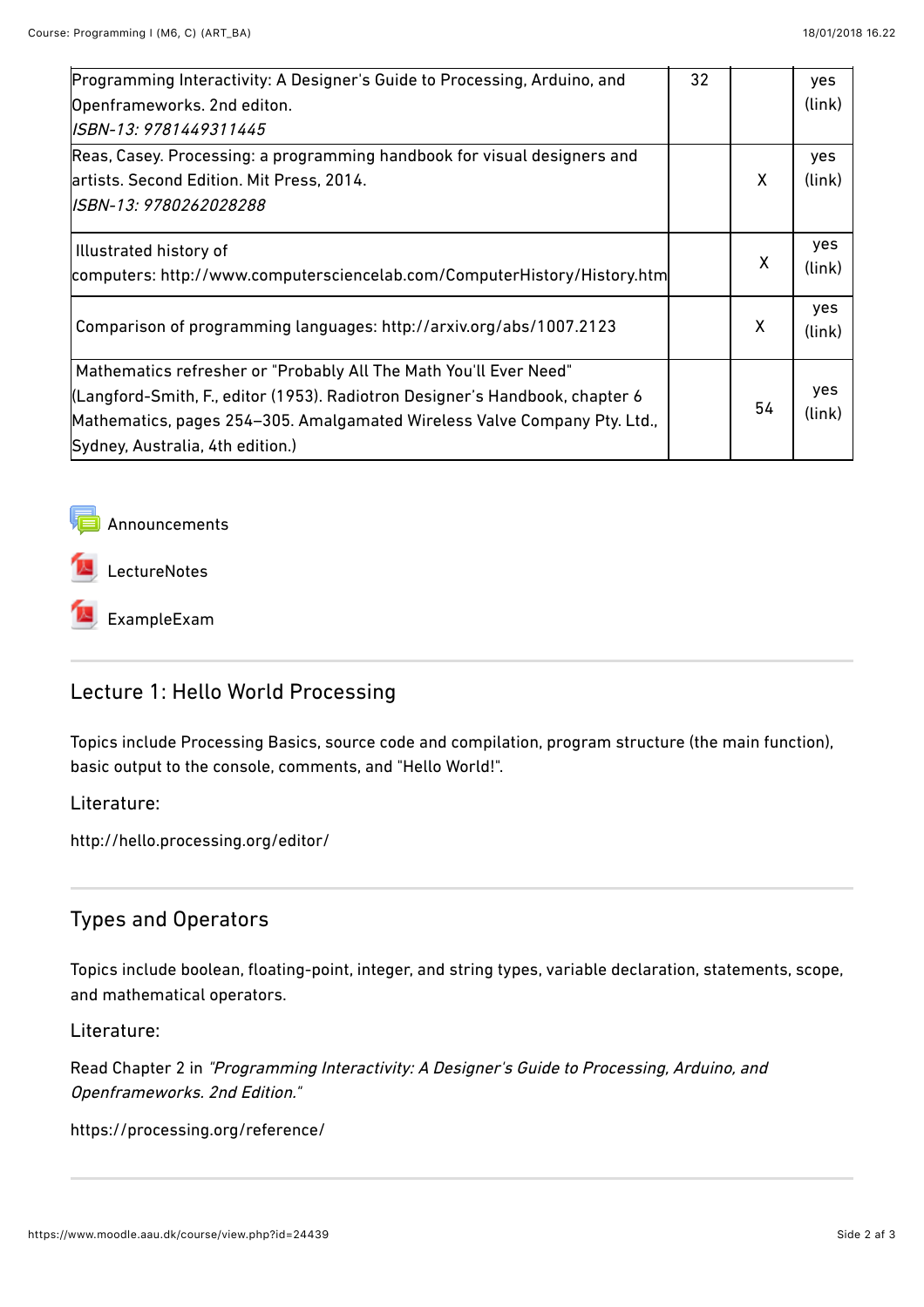| | | | |
|---|---|---|---|
| Programming Interactivity: A Designer's Guide to Processing, Arduino, and Openframeworks. 2nd editon. *ISBN-13: 9781449311445* | 32 | | yes (link) |
| Reas, Casey. Processing: a programming handbook for visual designers and artists. Second Edition. Mit Press, 2014. *ISBN-13: 9780262028288* | | X | yes (link) |
| Illustrated history of computers: http://www.computersciencelab.com/ComputerHistory/History.htm | | X | yes (link) |
| Comparison of programming languages: http://arxiv.org/abs/1007.2123 | | X | yes (link) |
| Mathematics refresher or "Probably All The Math You'll Ever Need" (Langford-Smith, F., editor (1953). Radiotron Designer's Handbook, chapter 6 Mathematics, pages 254–305. Amalgamated Wireless Valve Company Pty. Ltd., Sydney, Australia, 4th edition.) | | 54 | yes (link) |

Announcements

LectureNotes

ExampleExam

## Lecture 1: Hello World Processing

Topics include Processing Basics, source code and compilation, program structure (the main function), basic output to the console, comments, and "Hello World!".

Literature:

http://hello.processing.org/editor/

## Types and Operators

Topics include boolean, floating-point, integer, and string types, variable declaration, statements, scope, and mathematical operators.

Literature:

Read Chapter 2 in *"Programming Interactivity: A Designer's Guide to Processing, Arduino, and Openframeworks. 2nd Edition."*

https://processing.org/reference/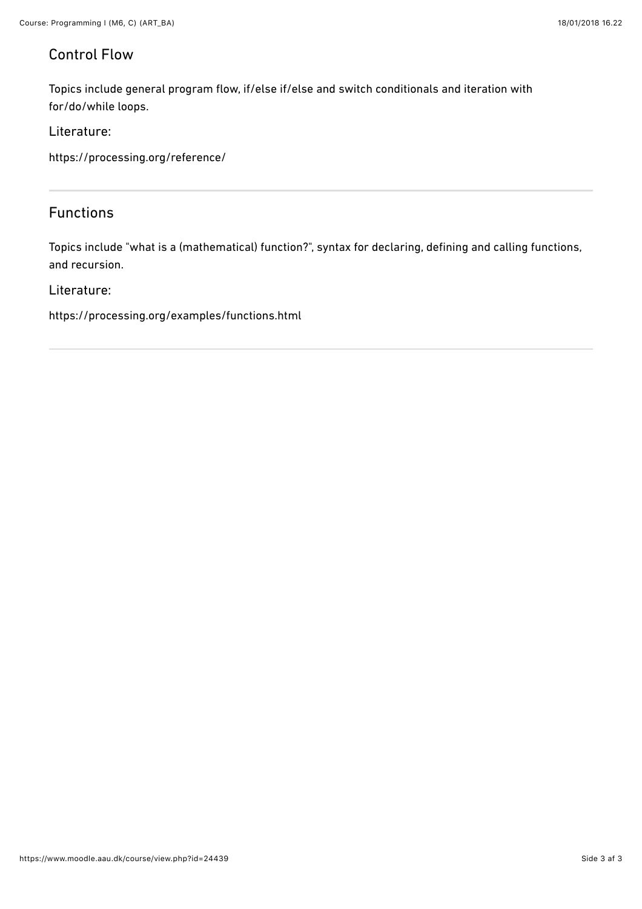## Control Flow

Topics include general program flow, if/else if/else and switch conditionals and iteration with for/do/while loops.

Literature:

https://processing.org/reference/

---

## Functions

Topics include "what is a (mathematical) function?", syntax for declaring, defining and calling functions, and recursion.

Literature:

https://processing.org/examples/functions.html

---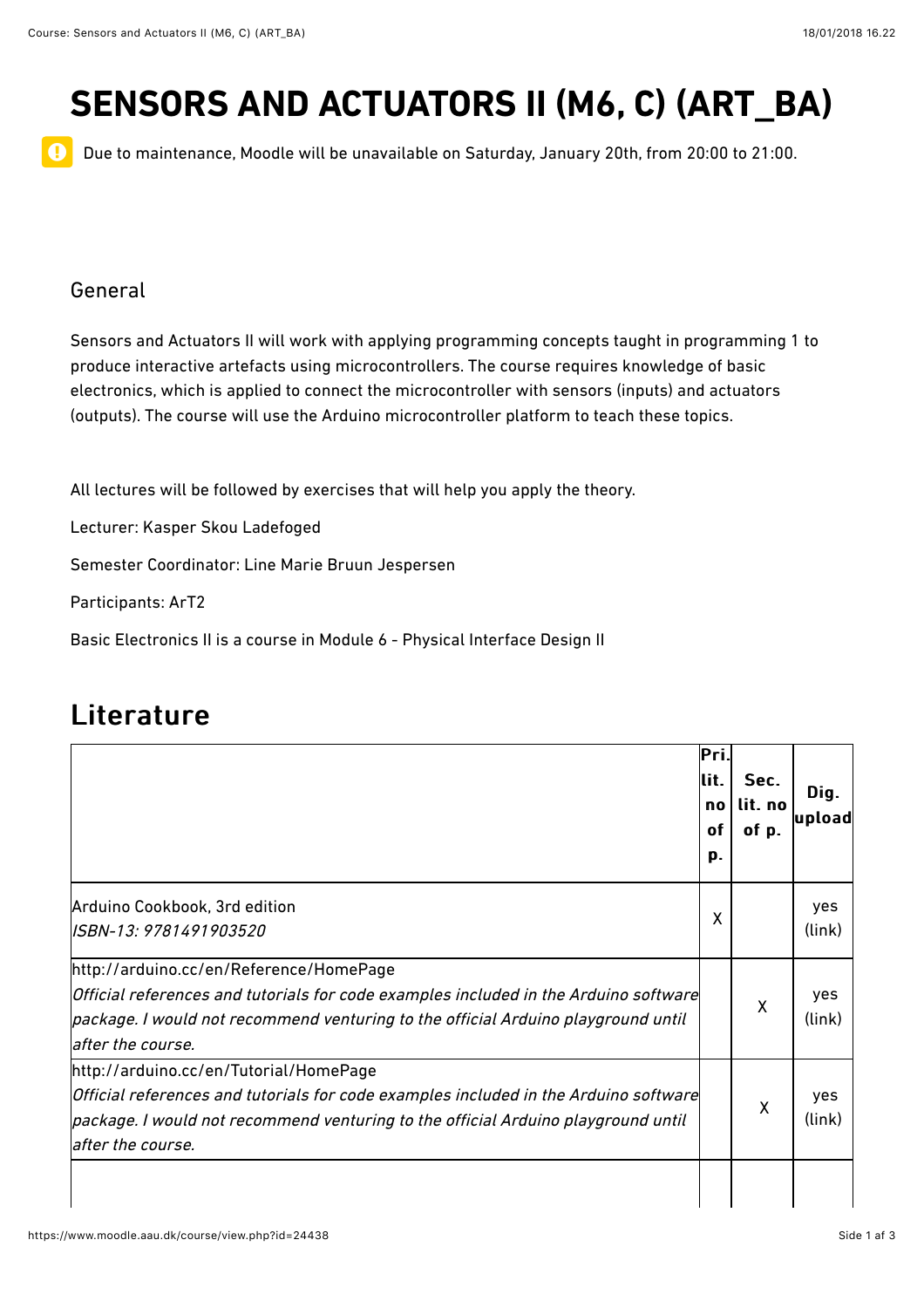# SENSORS AND ACTUATORS II (M6, C) (ART_BA)

Due to maintenance, Moodle will be unavailable on Saturday, January 20th, from 20:00 to 21:00.

## General

Sensors and Actuators II will work with applying programming concepts taught in programming 1 to produce interactive artefacts using microcontrollers. The course requires knowledge of basic electronics, which is applied to connect the microcontroller with sensors (inputs) and actuators (outputs). The course will use the Arduino microcontroller platform to teach these topics.

All lectures will be followed by exercises that will help you apply the theory.

Lecturer: Kasper Skou Ladefoged

Semester Coordinator: Line Marie Bruun Jespersen

Participants: ArT2

Basic Electronics II is a course in Module 6 - Physical Interface Design II

## Literature

| | Pri. lit. no of p. | Sec. lit. no of p. | Dig. upload |
|---|---|---|---|
| Arduino Cookbook, 3rd edition<br>*ISBN-13: 9781491903520* | X | | yes (link) |
| http://arduino.cc/en/Reference/HomePage<br>*Official references and tutorials for code examples included in the Arduino software package. I would not recommend venturing to the official Arduino playground until after the course.* | | X | yes (link) |
| http://arduino.cc/en/Tutorial/HomePage<br>*Official references and tutorials for code examples included in the Arduino software package. I would not recommend venturing to the official Arduino playground until after the course.* | | X | yes (link) |
| | | | |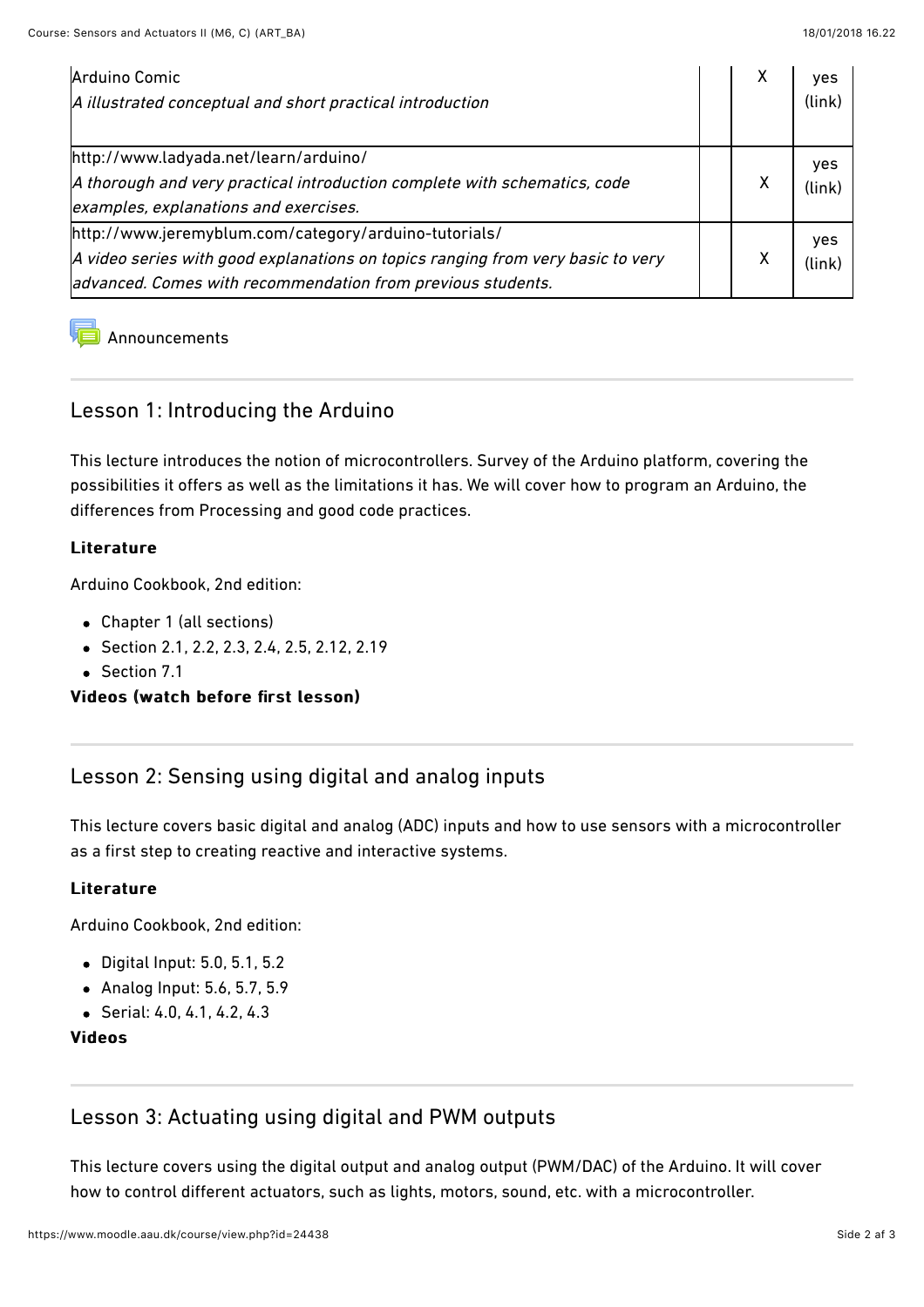| | | | |
|---|---|---|---|
| Arduino Comic<br>*A illustrated conceptual and short practical introduction* | | X | yes (link) |
| http://www.ladyada.net/learn/arduino/<br>*A thorough and very practical introduction complete with schematics, code examples, explanations and exercises.* | | X | yes (link) |
| http://www.jeremyblum.com/category/arduino-tutorials/<br>*A video series with good explanations on topics ranging from very basic to very advanced. Comes with recommendation from previous students.* | | X | yes (link) |

Announcements

## Lesson 1: Introducing the Arduino

This lecture introduces the notion of microcontrollers. Survey of the Arduino platform, covering the possibilities it offers as well as the limitations it has. We will cover how to program an Arduino, the differences from Processing and good code practices.

**Literature**

Arduino Cookbook, 2nd edition:

- Chapter 1 (all sections)
- Section 2.1, 2.2, 2.3, 2.4, 2.5, 2.12, 2.19
- Section 7.1

**Videos (watch before first lesson)**

## Lesson 2: Sensing using digital and analog inputs

This lecture covers basic digital and analog (ADC) inputs and how to use sensors with a microcontroller as a first step to creating reactive and interactive systems.

**Literature**

Arduino Cookbook, 2nd edition:

- Digital Input: 5.0, 5.1, 5.2
- Analog Input: 5.6, 5.7, 5.9
- Serial: 4.0, 4.1, 4.2, 4.3

**Videos**

## Lesson 3: Actuating using digital and PWM outputs

This lecture covers using the digital output and analog output (PWM/DAC) of the Arduino. It will cover how to control different actuators, such as lights, motors, sound, etc. with a microcontroller.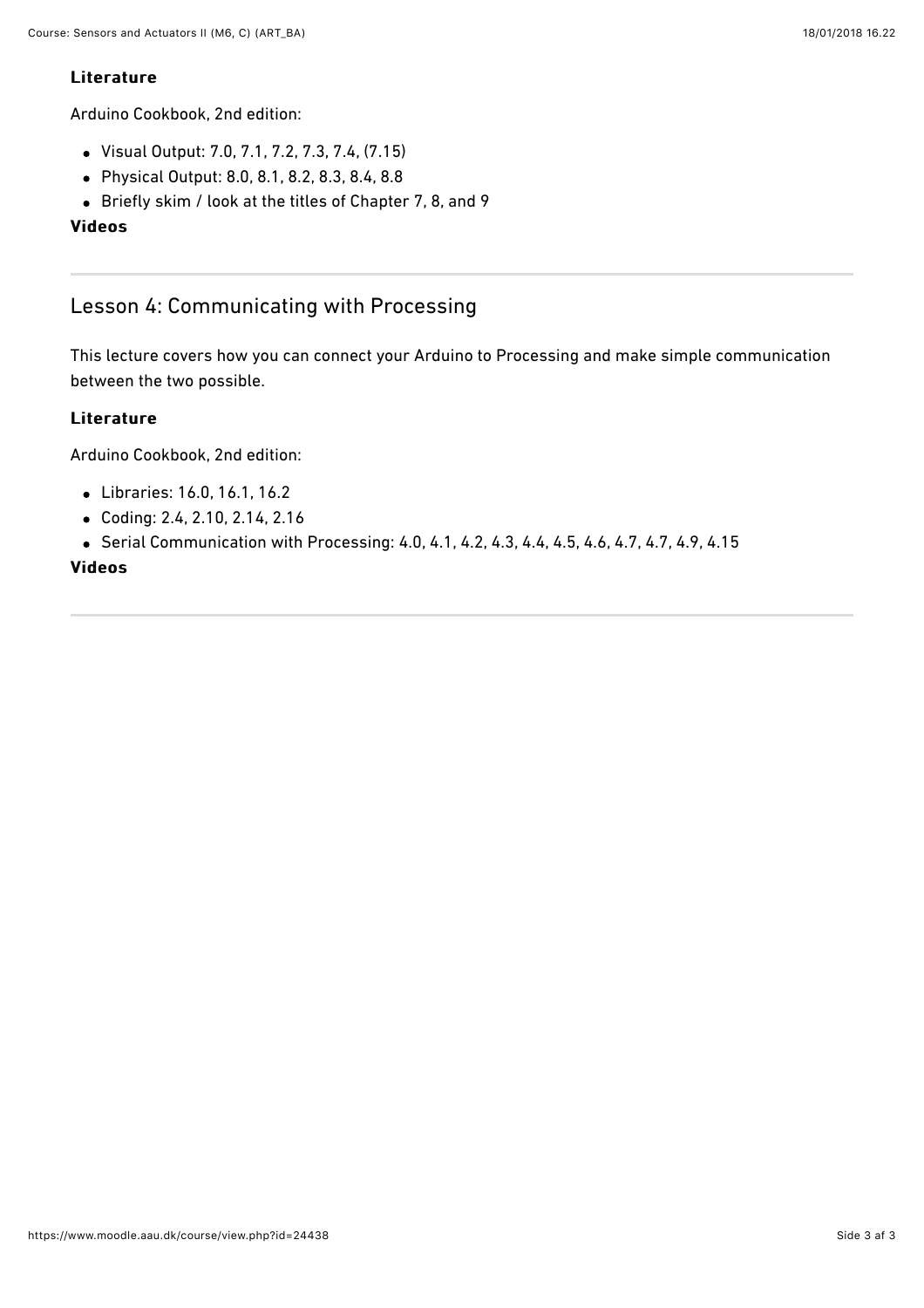**Literature**

Arduino Cookbook, 2nd edition:

- Visual Output: 7.0, 7.1, 7.2, 7.3, 7.4, (7.15)
- Physical Output: 8.0, 8.1, 8.2, 8.3, 8.4, 8.8
- Briefly skim / look at the titles of Chapter 7, 8, and 9

**Videos**

---

## Lesson 4: Communicating with Processing

This lecture covers how you can connect your Arduino to Processing and make simple communication between the two possible.

**Literature**

Arduino Cookbook, 2nd edition:

- Libraries: 16.0, 16.1, 16.2
- Coding: 2.4, 2.10, 2.14, 2.16
- Serial Communication with Processing: 4.0, 4.1, 4.2, 4.3, 4.4, 4.5, 4.6, 4.7, 4.7, 4.9, 4.15

**Videos**

---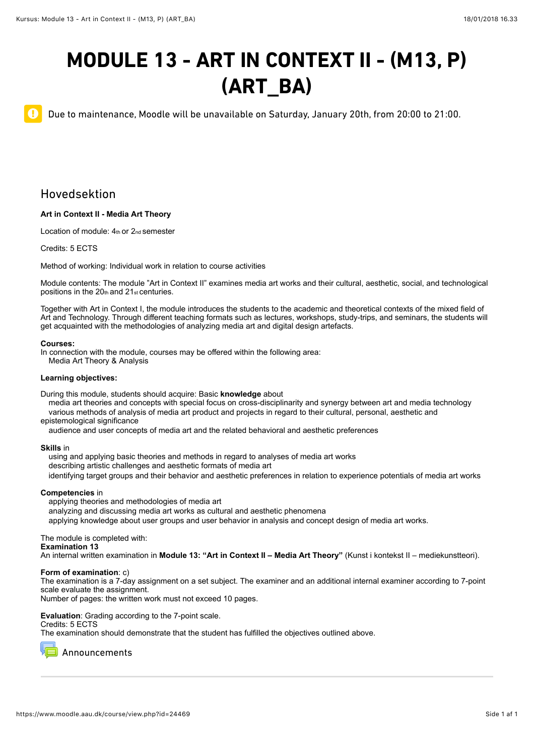# MODULE 13 - ART IN CONTEXT II - (M13, P) (ART_BA)

Due to maintenance, Moodle will be unavailable on Saturday, January 20th, from 20:00 to 21:00.

## Hovedsektion

**Art in Context II - Media Art Theory**

Location of module: 4th or 2nd semester

Credits: 5 ECTS

Method of working: Individual work in relation to course activities

Module contents: The module "Art in Context II" examines media art works and their cultural, aesthetic, social, and technological positions in the 20th and 21st centuries.

Together with Art in Context I, the module introduces the students to the academic and theoretical contexts of the mixed field of Art and Technology. Through different teaching formats such as lectures, workshops, study-trips, and seminars, the students will get acquainted with the methodologies of analyzing media art and digital design artefacts.

**Courses:**
In connection with the module, courses may be offered within the following area:
Media Art Theory & Analysis

**Learning objectives:**

During this module, students should acquire: Basic **knowledge** about
- media art theories and concepts with special focus on cross-disciplinarity and synergy between art and media technology
- various methods of analysis of media art product and projects in regard to their cultural, personal, aesthetic and epistemological significance
- audience and user concepts of media art and the related behavioral and aesthetic preferences

**Skills** in
- using and applying basic theories and methods in regard to analyses of media art works
- describing artistic challenges and aesthetic formats of media art
- identifying target groups and their behavior and aesthetic preferences in relation to experience potentials of media art works

**Competencies** in
- applying theories and methodologies of media art
- analyzing and discussing media art works as cultural and aesthetic phenomena
- applying knowledge about user groups and user behavior in analysis and concept design of media art works.

The module is completed with:
**Examination 13**
An internal written examination in **Module 13: "Art in Context II – Media Art Theory"** (Kunst i kontekst II – mediekunstteori).

**Form of examination**: c)
The examination is a 7-day assignment on a set subject. The examiner and an additional internal examiner according to 7-point scale evaluate the assignment.
Number of pages: the written work must not exceed 10 pages.

**Evaluation**: Grading according to the 7-point scale.
Credits: 5 ECTS
The examination should demonstrate that the student has fulfilled the objectives outlined above.

Announcements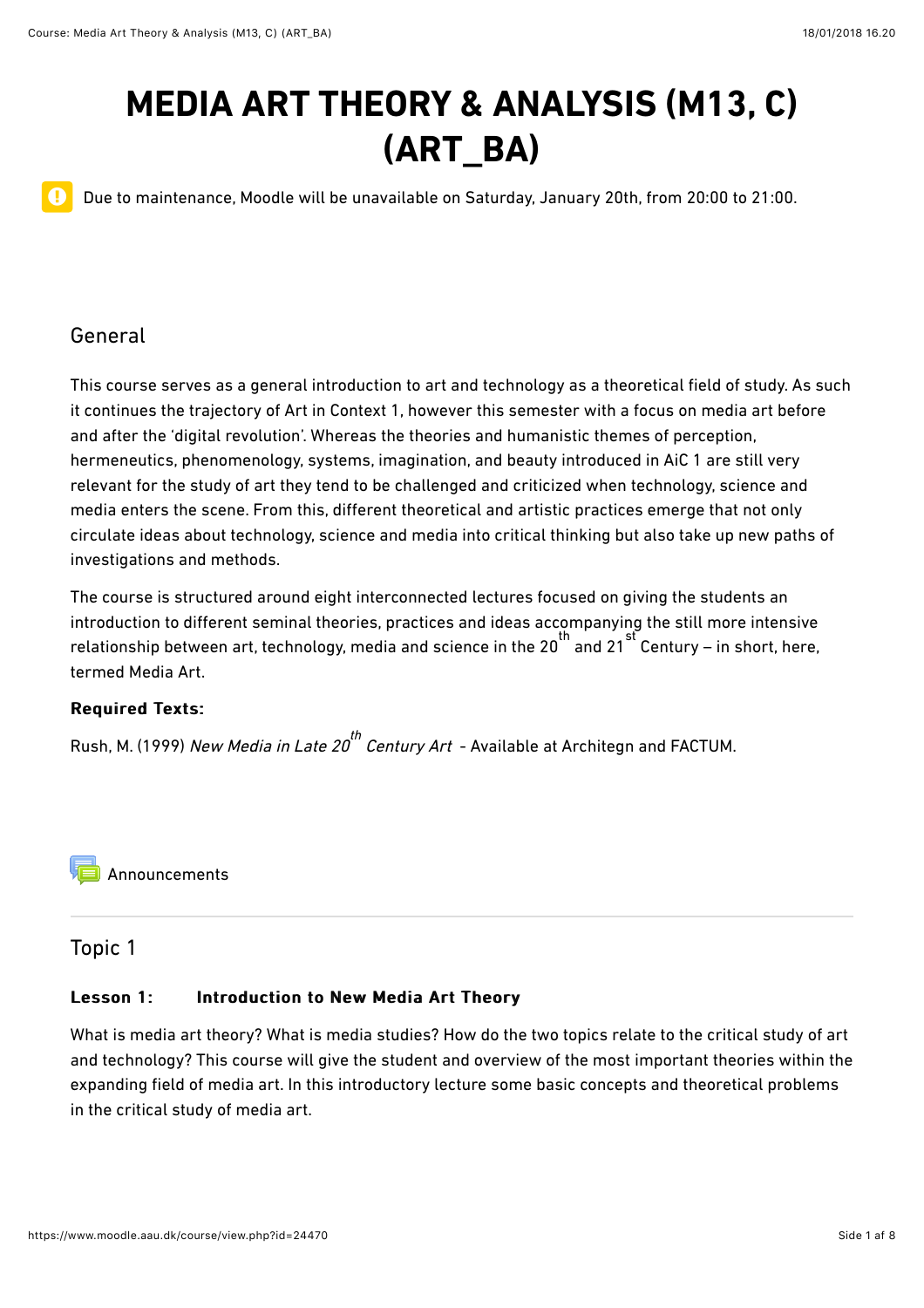# MEDIA ART THEORY & ANALYSIS (M13, C) (ART_BA)

Due to maintenance, Moodle will be unavailable on Saturday, January 20th, from 20:00 to 21:00.

## General

This course serves as a general introduction to art and technology as a theoretical field of study. As such it continues the trajectory of Art in Context 1, however this semester with a focus on media art before and after the 'digital revolution'. Whereas the theories and humanistic themes of perception, hermeneutics, phenomenology, systems, imagination, and beauty introduced in AiC 1 are still very relevant for the study of art they tend to be challenged and criticized when technology, science and media enters the scene. From this, different theoretical and artistic practices emerge that not only circulate ideas about technology, science and media into critical thinking but also take up new paths of investigations and methods.

The course is structured around eight interconnected lectures focused on giving the students an introduction to different seminal theories, practices and ideas accompanying the still more intensive relationship between art, technology, media and science in the 20th and 21st Century – in short, here, termed Media Art.

**Required Texts:**

Rush, M. (1999) *New Media in Late 20th Century Art* - Available at Architegn and FACTUM.

Announcements

## Topic 1

**Lesson 1: Introduction to New Media Art Theory**

What is media art theory? What is media studies? How do the two topics relate to the critical study of art and technology? This course will give the student and overview of the most important theories within the expanding field of media art. In this introductory lecture some basic concepts and theoretical problems in the critical study of media art.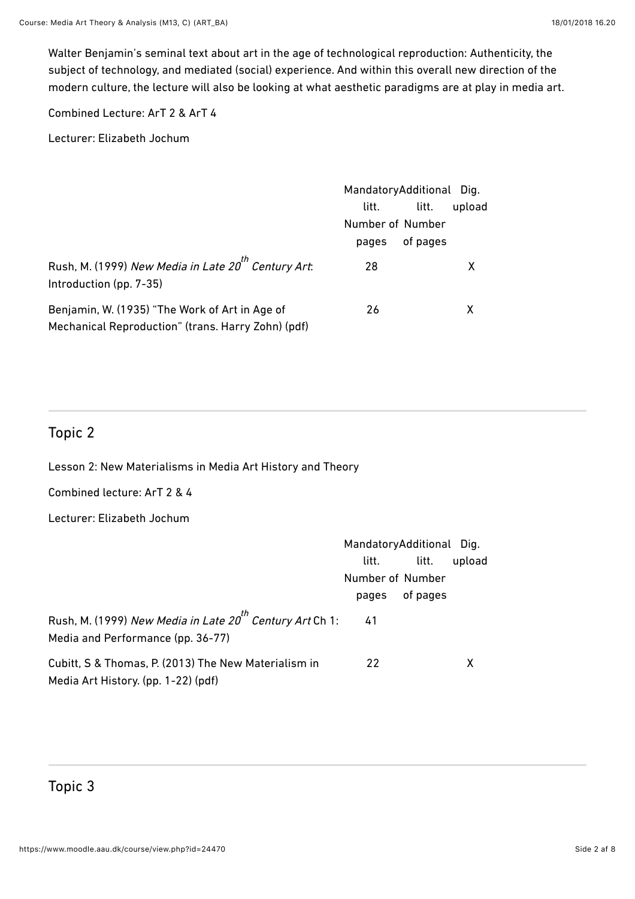Walter Benjamin's seminal text about art in the age of technological reproduction: Authenticity, the subject of technology, and mediated (social) experience. And within this overall new direction of the modern culture, the lecture will also be looking at what aesthetic paradigms are at play in media art.

Combined Lecture: ArT 2 & ArT 4

Lecturer: Elizabeth Jochum

| | Mandatory litt. Number of pages | Additional litt. Number of pages | Dig. upload |
|---|---|---|---|
| Rush, M. (1999) *New Media in Late 20th Century Art*: Introduction (pp. 7-35) | 28 | | X |
| Benjamin, W. (1935) "The Work of Art in Age of Mechanical Reproduction" (trans. Harry Zohn) (pdf) | 26 | | X |

## Topic 2

Lesson 2: New Materialisms in Media Art History and Theory

Combined lecture: ArT 2 & 4

Lecturer: Elizabeth Jochum

| | Mandatory litt. Number of pages | Additional litt. Number of pages | Dig. upload |
|---|---|---|---|
| Rush, M. (1999) *New Media in Late 20th Century Art* Ch 1: Media and Performance (pp. 36-77) | 41 | | |
| Cubitt, S & Thomas, P. (2013) The New Materialism in Media Art History. (pp. 1-22) (pdf) | 22 | | X |

## Topic 3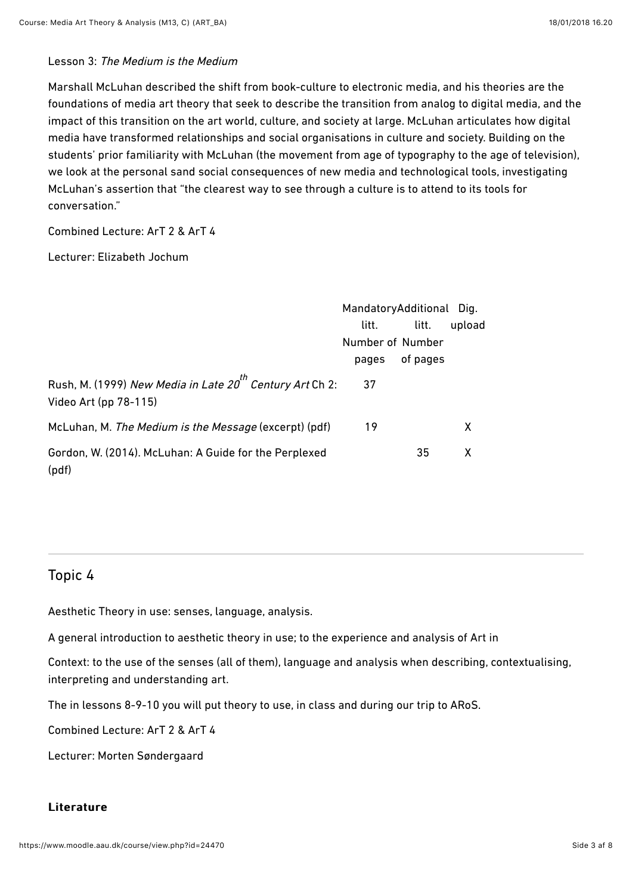Lesson 3: *The Medium is the Medium*

Marshall McLuhan described the shift from book-culture to electronic media, and his theories are the foundations of media art theory that seek to describe the transition from analog to digital media, and the impact of this transition on the art world, culture, and society at large. McLuhan articulates how digital media have transformed relationships and social organisations in culture and society. Building on the students' prior familiarity with McLuhan (the movement from age of typography to the age of television), we look at the personal sand social consequences of new media and technological tools, investigating McLuhan's assertion that "the clearest way to see through a culture is to attend to its tools for conversation."

Combined Lecture: ArT 2 & ArT 4

Lecturer: Elizabeth Jochum

| | Mandatory litt. Number of pages | Additional litt. Number of pages | Dig. upload |
|---|---|---|---|
| Rush, M. (1999) *New Media in Late 20th Century Art* Ch 2: Video Art (pp 78-115) | 37 | | |
| McLuhan, M. *The Medium is the Message* (excerpt) (pdf) | 19 | | X |
| Gordon, W. (2014). McLuhan: A Guide for the Perplexed (pdf) | | 35 | X |

## Topic 4

Aesthetic Theory in use: senses, language, analysis.

A general introduction to aesthetic theory in use; to the experience and analysis of Art in

Context: to the use of the senses (all of them), language and analysis when describing, contextualising, interpreting and understanding art.

The in lessons 8-9-10 you will put theory to use, in class and during our trip to ARoS.

Combined Lecture: ArT 2 & ArT 4

Lecturer: Morten Søndergaard

**Literature**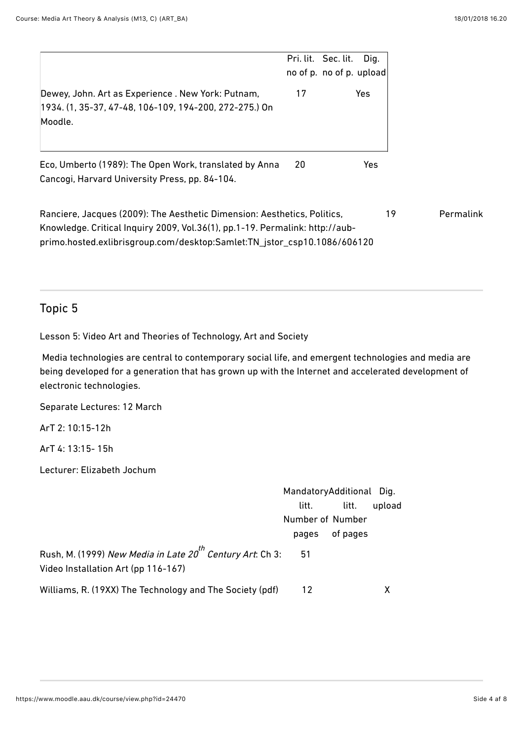| | Pri. lit. no of p. | Sec. lit. no of p. | Dig. upload |
|---|---|---|---|
| Dewey, John. Art as Experience . New York: Putnam, 1934. (1, 35-37, 47-48, 106-109, 194-200, 272-275.) On Moodle. | 17 | | Yes |
| Eco, Umberto (1989): The Open Work, translated by Anna Cancogi, Harvard University Press, pp. 84-104. | 20 | | Yes |
| Ranciere, Jacques (2009): The Aesthetic Dimension: Aesthetics, Politics, Knowledge. Critical Inquiry 2009, Vol.36(1), pp.1-19. Permalink: http://aub-primo.hosted.exlibrisgroup.com/desktop:Samlet:TN_jstor_csp10.1086/606120 | | 19 | Permalink |

## Topic 5

Lesson 5: Video Art and Theories of Technology, Art and Society

Media technologies are central to contemporary social life, and emergent technologies and media are being developed for a generation that has grown up with the Internet and accelerated development of electronic technologies.

Separate Lectures: 12 March

ArT 2: 10:15-12h

ArT 4: 13:15- 15h

Lecturer: Elizabeth Jochum

| | Mandatory litt. Number of pages | Additional litt. Number of pages | Dig. upload |
|---|---|---|---|
| Rush, M. (1999) *New Media in Late 20th Century Art*: Ch 3: Video Installation Art (pp 116-167) | 51 | | |
| Williams, R. (19XX) The Technology and The Society (pdf) | 12 | | X |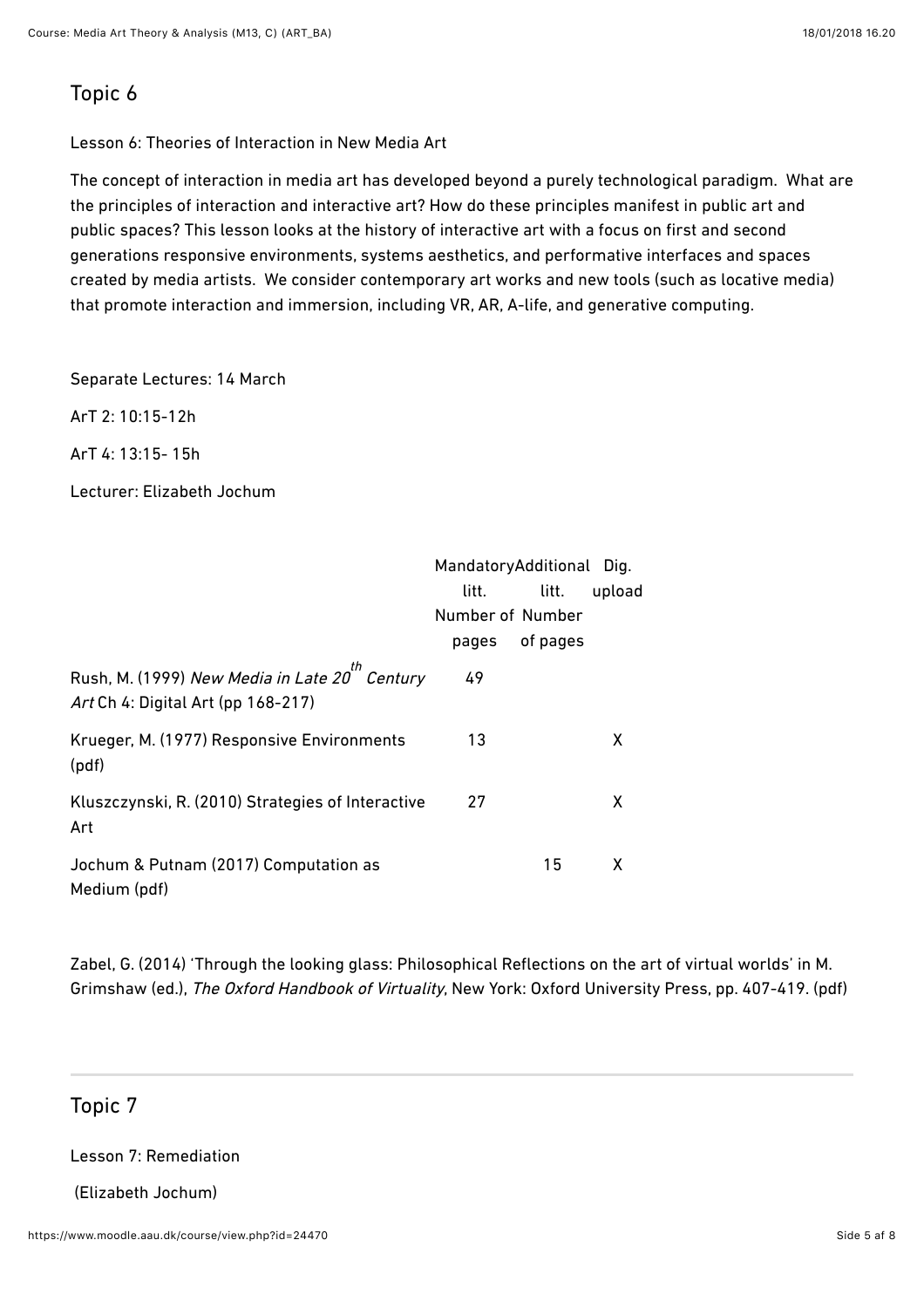## Topic 6

Lesson 6: Theories of Interaction in New Media Art

The concept of interaction in media art has developed beyond a purely technological paradigm. What are the principles of interaction and interactive art? How do these principles manifest in public art and public spaces? This lesson looks at the history of interactive art with a focus on first and second generations responsive environments, systems aesthetics, and performative interfaces and spaces created by media artists. We consider contemporary art works and new tools (such as locative media) that promote interaction and immersion, including VR, AR, A-life, and generative computing.

Separate Lectures: 14 March

ArT 2: 10:15-12h

ArT 4: 13:15- 15h

Lecturer: Elizabeth Jochum

| | Mandatory litt. Number of pages | Additional litt. Number of pages | Dig. upload |
|---|---|---|---|
| Rush, M. (1999) *New Media in Late 20th Century Art* Ch 4: Digital Art (pp 168-217) | 49 | | |
| Krueger, M. (1977) Responsive Environments (pdf) | 13 | | X |
| Kluszczynski, R. (2010) Strategies of Interactive Art | 27 | | X |
| Jochum & Putnam (2017) Computation as Medium (pdf) | | 15 | X |

Zabel, G. (2014) 'Through the looking glass: Philosophical Reflections on the art of virtual worlds' in M. Grimshaw (ed.), *The Oxford Handbook of Virtuality*, New York: Oxford University Press, pp. 407-419. (pdf)

---

## Topic 7

Lesson 7: Remediation

(Elizabeth Jochum)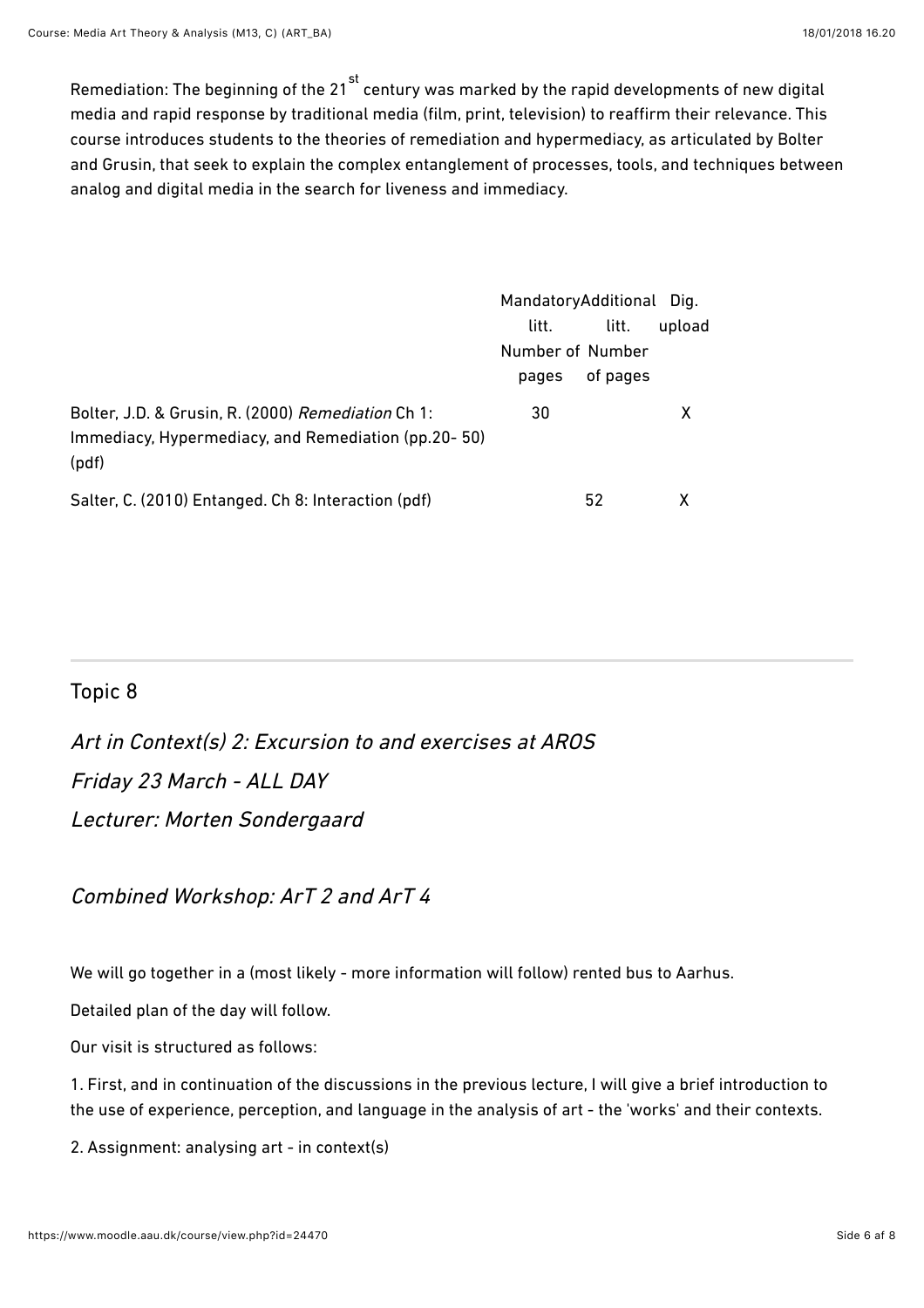Remediation: The beginning of the 21st century was marked by the rapid developments of new digital media and rapid response by traditional media (film, print, television) to reaffirm their relevance. This course introduces students to the theories of remediation and hypermediacy, as articulated by Bolter and Grusin, that seek to explain the complex entanglement of processes, tools, and techniques between analog and digital media in the search for liveness and immediacy.

| | Mandatory litt. Number of pages | Additional litt. Number of pages | Dig. upload |
|---|---|---|---|
| Bolter, J.D. & Grusin, R. (2000) *Remediation* Ch 1: Immediacy, Hypermediacy, and Remediation (pp.20- 50) (pdf) | 30 | | X |
| Salter, C. (2010) Entanged. Ch 8: Interaction (pdf) | | 52 | X |

## Topic 8

### *Art in Context(s) 2: Excursion to and exercises at AROS*

### *Friday 23 March - ALL DAY*

### *Lecturer: Morten Sondergaard*

### *Combined Workshop: ArT 2 and ArT 4*

We will go together in a (most likely - more information will follow) rented bus to Aarhus.

Detailed plan of the day will follow.

Our visit is structured as follows:

1. First, and in continuation of the discussions in the previous lecture, I will give a brief introduction to the use of experience, perception, and language in the analysis of art - the 'works' and their contexts.

2. Assignment: analysing art - in context(s)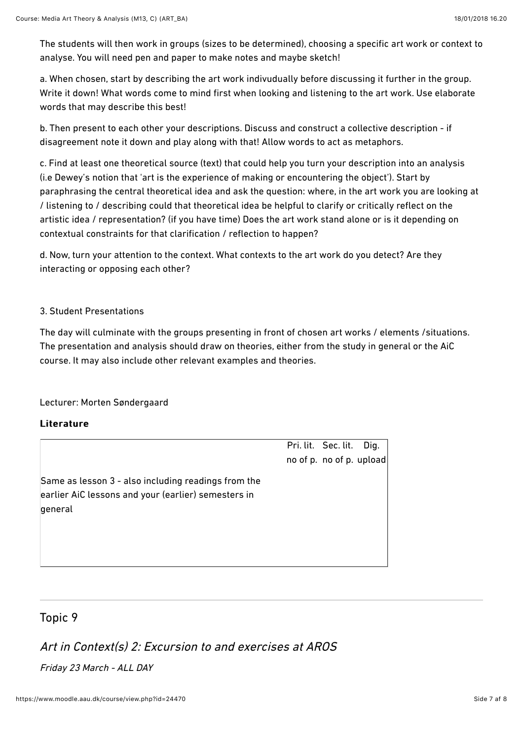The students will then work in groups (sizes to be determined), choosing a specific art work or context to analyse. You will need pen and paper to make notes and maybe sketch!

a. When chosen, start by describing the art work indivudually before discussing it further in the group. Write it down! What words come to mind first when looking and listening to the art work. Use elaborate words that may describe this best!

b. Then present to each other your descriptions. Discuss and construct a collective description - if disagreement note it down and play along with that! Allow words to act as metaphors.

c. Find at least one theoretical source (text) that could help you turn your description into an analysis (i.e Dewey's notion that 'art is the experience of making or encountering the object'). Start by paraphrasing the central theoretical idea and ask the question: where, in the art work you are looking at / listening to / describing could that theoretical idea be helpful to clarify or critically reflect on the artistic idea / representation? (if you have time) Does the art work stand alone or is it depending on contextual constraints for that clarification / reflection to happen?

d. Now, turn your attention to the context. What contexts to the art work do you detect? Are they interacting or opposing each other?

3. Student Presentations

The day will culminate with the groups presenting in front of chosen art works / elements /situations. The presentation and analysis should draw on theories, either from the study in general or the AiC course. It may also include other relevant examples and theories.

Lecturer: Morten Søndergaard

**Literature**

| | Pri. lit. no of p. | Sec. lit. no of p. | Dig. upload |
|---|---|---|---|
| Same as lesson 3 - also including readings from the earlier AiC lessons and your (earlier) semesters in general | | | |

## Topic 9

### *Art in Context(s) 2: Excursion to and exercises at AROS*

*Friday 23 March - ALL DAY*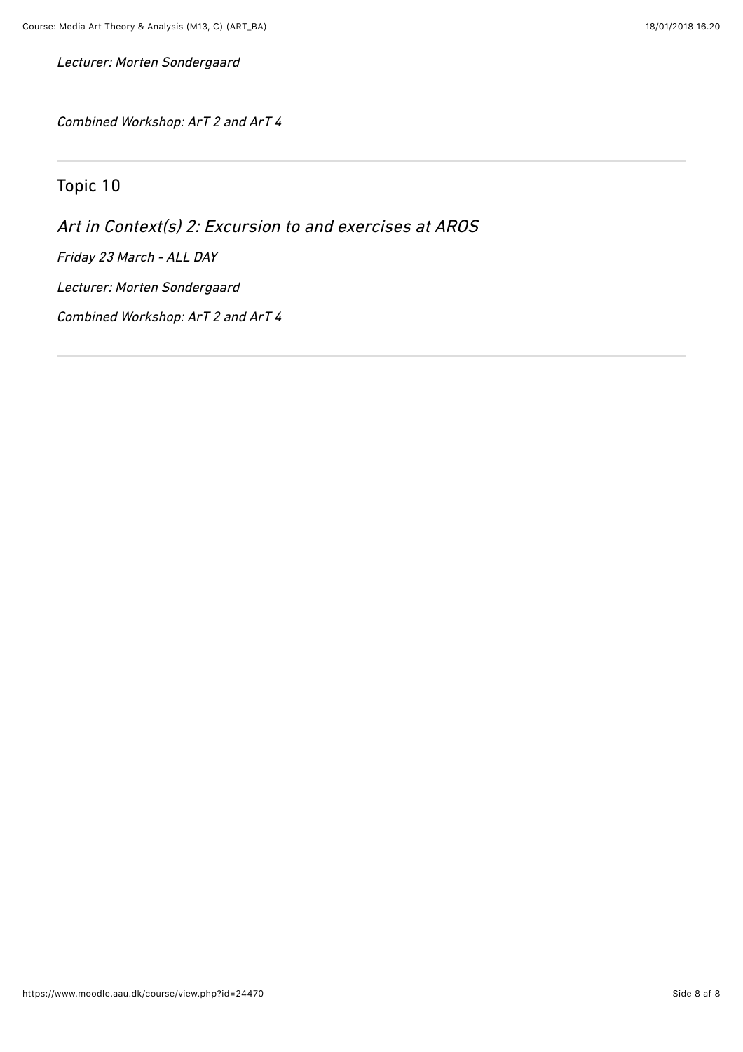*Lecturer: Morten Sondergaard*

*Combined Workshop: ArT 2 and ArT 4*

---

## Topic 10

### *Art in Context(s) 2: Excursion to and exercises at AROS*

*Friday 23 March - ALL DAY*

*Lecturer: Morten Sondergaard*

*Combined Workshop: ArT 2 and ArT 4*

---